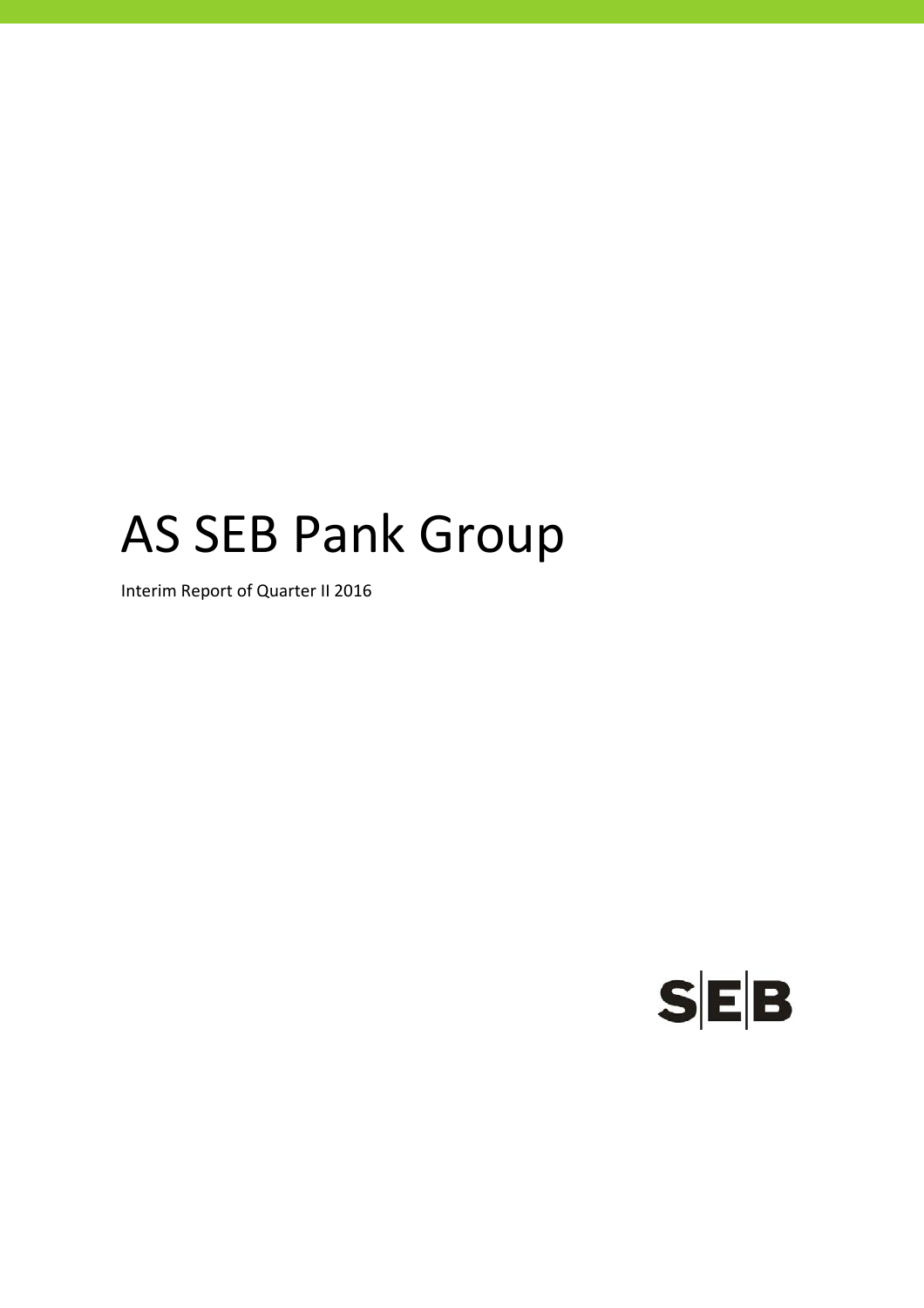# AS SEB Pank Group

Interim Report of Quarter II 2016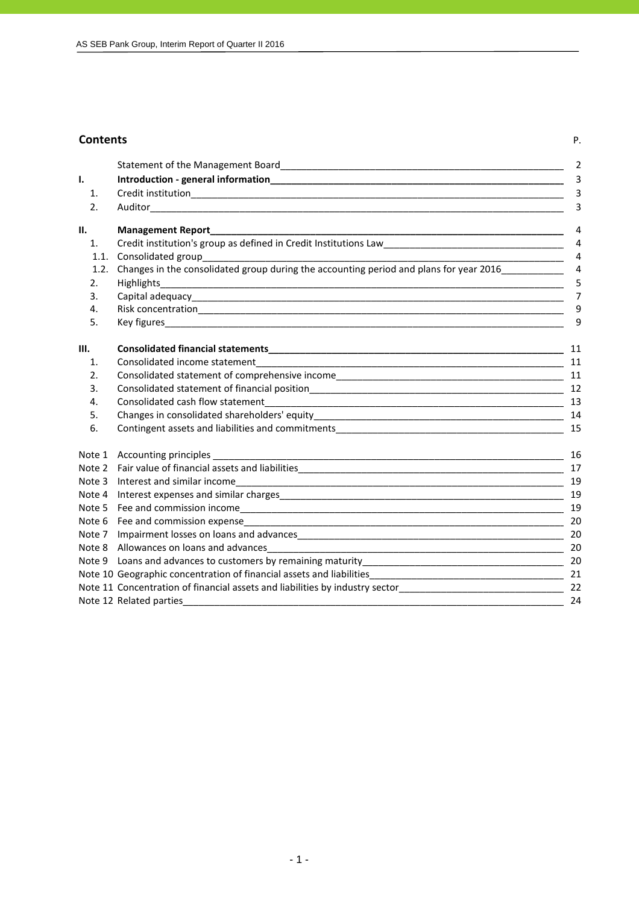## Contents

| | | P. |
|---|---|---|
| | Statement of the Management Board | 2 |
| **I.** | **Introduction - general information** | 3 |
| 1. | Credit institution | 3 |
| 2. | Auditor | 3 |
| **II.** | **Management Report** | 4 |
| 1. | Credit institution's group as defined in Credit Institutions Law | 4 |
| 1.1. | Consolidated group | 4 |
| 1.2. | Changes in the consolidated group during the accounting period and plans for year 2016 | 4 |
| 2. | Highlights | 5 |
| 3. | Capital adequacy | 7 |
| 4. | Risk concentration | 9 |
| 5. | Key figures | 9 |
| **III.** | **Consolidated financial statements** | 11 |
| 1. | Consolidated income statement | 11 |
| 2. | Consolidated statement of comprehensive income | 11 |
| 3. | Consolidated statement of financial position | 12 |
| 4. | Consolidated cash flow statement | 13 |
| 5. | Changes in consolidated shareholders' equity | 14 |
| 6. | Contingent assets and liabilities and commitments | 15 |
| Note 1 | Accounting principles | 16 |
| Note 2 | Fair value of financial assets and liabilities | 17 |
| Note 3 | Interest and similar income | 19 |
| Note 4 | Interest expenses and similar charges | 19 |
| Note 5 | Fee and commission income | 19 |
| Note 6 | Fee and commission expense | 20 |
| Note 7 | Impairment losses on loans and advances | 20 |
| Note 8 | Allowances on loans and advances | 20 |
| Note 9 | Loans and advances to customers by remaining maturity | 20 |
| Note 10 | Geographic concentration of financial assets and liabilities | 21 |
| Note 11 | Concentration of financial assets and liabilities by industry sector | 22 |
| Note 12 | Related parties | 24 |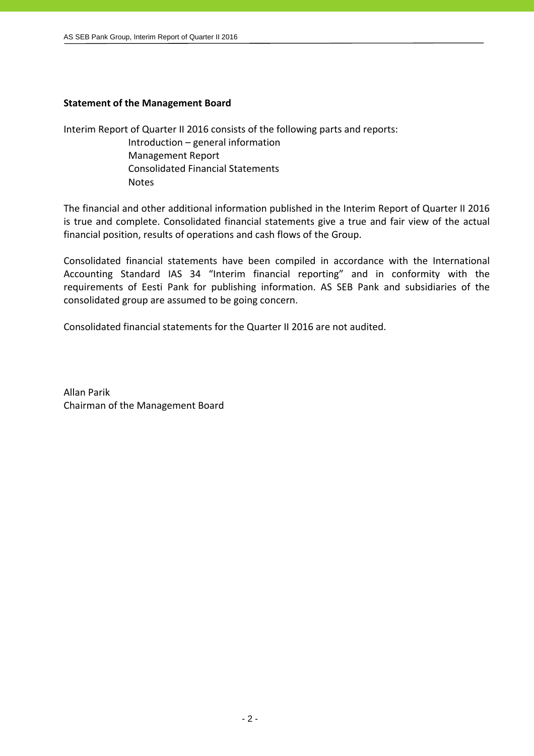**Statement of the Management Board**

Interim Report of Quarter II 2016 consists of the following parts and reports:

- Introduction – general information
- Management Report
- Consolidated Financial Statements
- Notes

The financial and other additional information published in the Interim Report of Quarter II 2016 is true and complete. Consolidated financial statements give a true and fair view of the actual financial position, results of operations and cash flows of the Group.

Consolidated financial statements have been compiled in accordance with the International Accounting Standard IAS 34 "Interim financial reporting" and in conformity with the requirements of Eesti Pank for publishing information. AS SEB Pank and subsidiaries of the consolidated group are assumed to be going concern.

Consolidated financial statements for the Quarter II 2016 are not audited.

Allan Parik
Chairman of the Management Board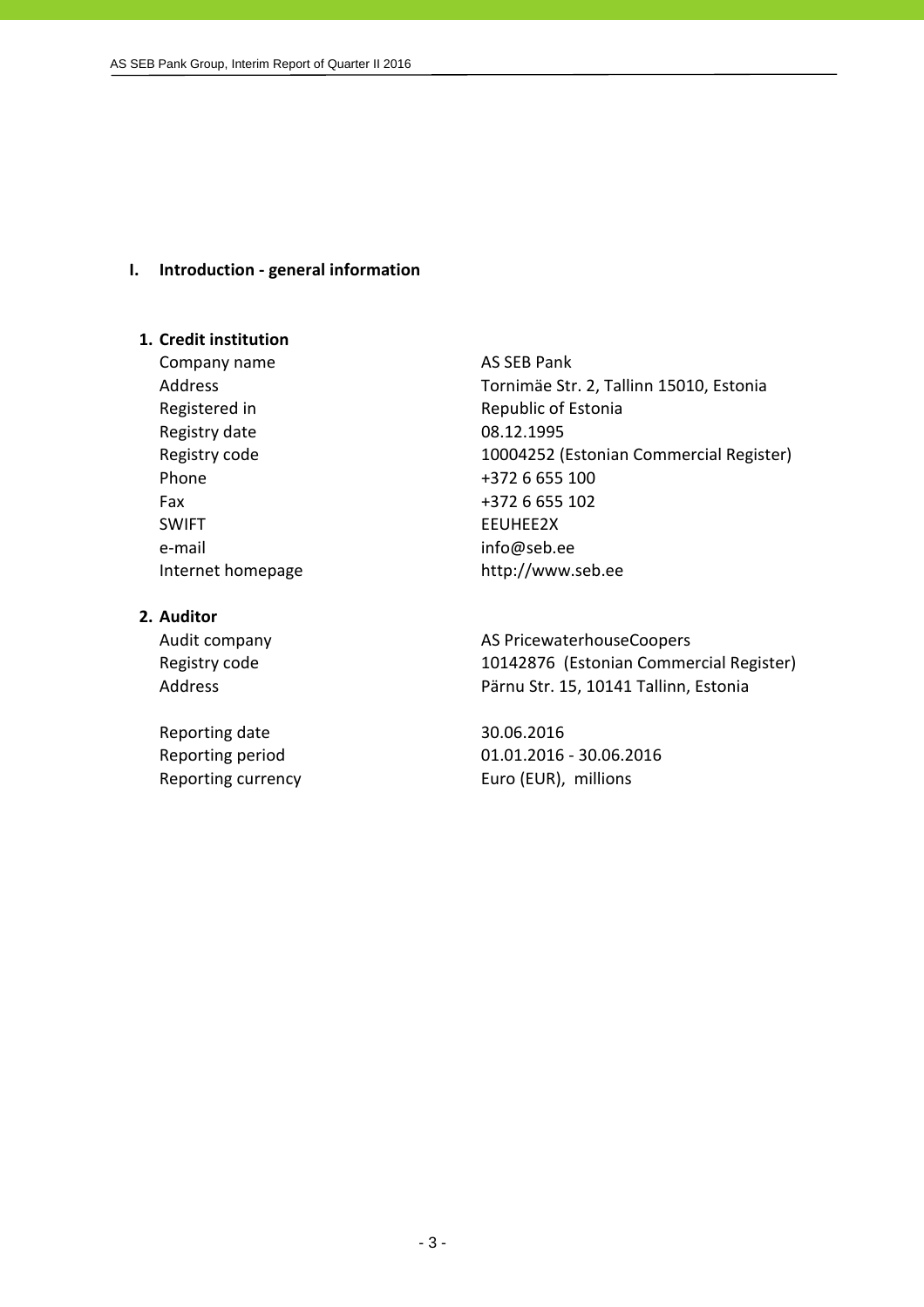# I. Introduction - general information

## 1. Credit institution

| | |
|---|---|
| Company name | AS SEB Pank |
| Address | Tornimäe Str. 2, Tallinn 15010, Estonia |
| Registered in | Republic of Estonia |
| Registry date | 08.12.1995 |
| Registry code | 10004252 (Estonian Commercial Register) |
| Phone | +372 6 655 100 |
| Fax | +372 6 655 102 |
| SWIFT | EEUHEE2X |
| e-mail | info@seb.ee |
| Internet homepage | http://www.seb.ee |

## 2. Auditor

| | |
|---|---|
| Audit company | AS PricewaterhouseCoopers |
| Registry code | 10142876 (Estonian Commercial Register) |
| Address | Pärnu Str. 15, 10141 Tallinn, Estonia |

| | |
|---|---|
| Reporting date | 30.06.2016 |
| Reporting period | 01.01.2016 - 30.06.2016 |
| Reporting currency | Euro (EUR), millions |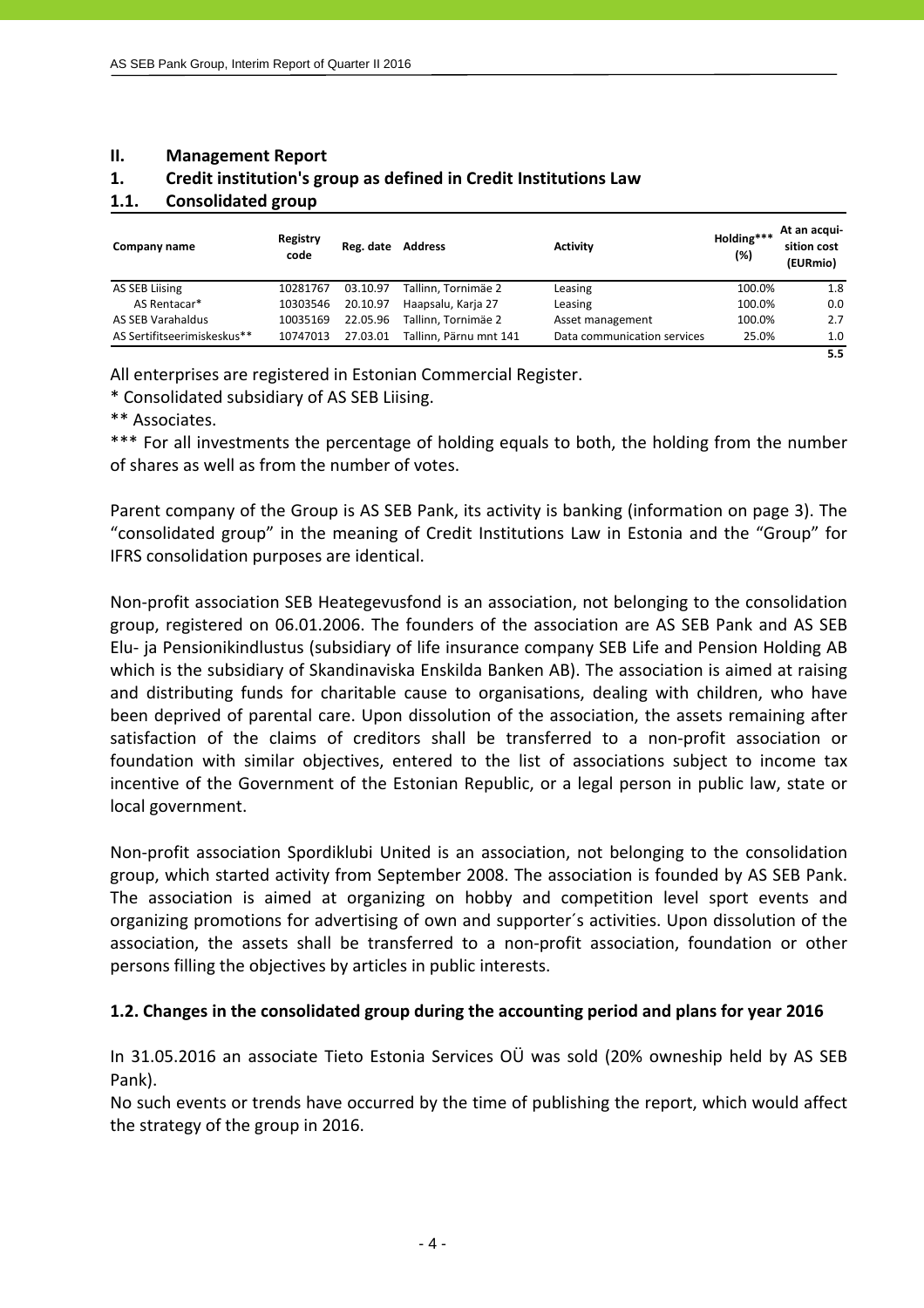## II. Management Report

### 1. Credit institution's group as defined in Credit Institutions Law

### 1.1. Consolidated group

| Company name | Registry code | Reg. date | Address | Activity | Holding*** (%) | At an acquisition cost (EURmio) |
|---|---|---|---|---|---|---|
| AS SEB Liising | 10281767 | 03.10.97 | Tallinn, Tornimäe 2 | Leasing | 100.0% | 1.8 |
| AS Rentacar* | 10303546 | 20.10.97 | Haapsalu, Karja 27 | Leasing | 100.0% | 0.0 |
| AS SEB Varahaldus | 10035169 | 22.05.96 | Tallinn, Tornimäe 2 | Asset management | 100.0% | 2.7 |
| AS Sertifitseerimiskeskus** | 10747013 | 27.03.01 | Tallinn, Pärnu mnt 141 | Data communication services | 25.0% | 1.0 |
| | | | | | | **5.5** |

All enterprises are registered in Estonian Commercial Register.

\* Consolidated subsidiary of AS SEB Liising.

\*\* Associates.

\*\*\* For all investments the percentage of holding equals to both, the holding from the number of shares as well as from the number of votes.

Parent company of the Group is AS SEB Pank, its activity is banking (information on page 3). The "consolidated group" in the meaning of Credit Institutions Law in Estonia and the "Group" for IFRS consolidation purposes are identical.

Non-profit association SEB Heategevusfond is an association, not belonging to the consolidation group, registered on 06.01.2006. The founders of the association are AS SEB Pank and AS SEB Elu- ja Pensionikindlustus (subsidiary of life insurance company SEB Life and Pension Holding AB which is the subsidiary of Skandinaviska Enskilda Banken AB). The association is aimed at raising and distributing funds for charitable cause to organisations, dealing with children, who have been deprived of parental care. Upon dissolution of the association, the assets remaining after satisfaction of the claims of creditors shall be transferred to a non-profit association or foundation with similar objectives, entered to the list of associations subject to income tax incentive of the Government of the Estonian Republic, or a legal person in public law, state or local government.

Non-profit association Spordiklubi United is an association, not belonging to the consolidation group, which started activity from September 2008. The association is founded by AS SEB Pank. The association is aimed at organizing on hobby and competition level sport events and organizing promotions for advertising of own and supporter´s activities. Upon dissolution of the association, the assets shall be transferred to a non-profit association, foundation or other persons filling the objectives by articles in public interests.

### 1.2. Changes in the consolidated group during the accounting period and plans for year 2016

In 31.05.2016 an associate Tieto Estonia Services OÜ was sold (20% owneship held by AS SEB Pank).

No such events or trends have occurred by the time of publishing the report, which would affect the strategy of the group in 2016.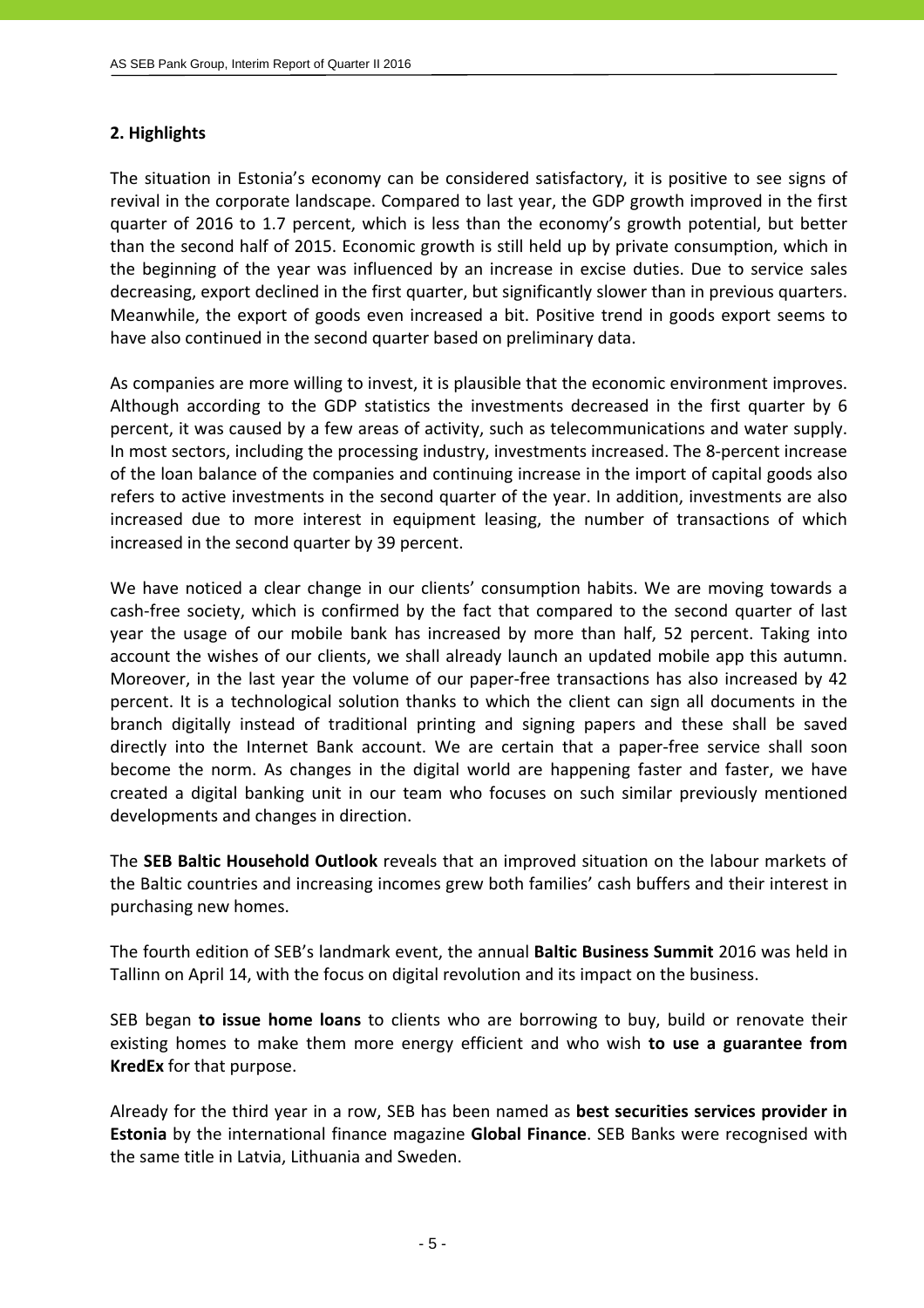## 2. Highlights

The situation in Estonia's economy can be considered satisfactory, it is positive to see signs of revival in the corporate landscape. Compared to last year, the GDP growth improved in the first quarter of 2016 to 1.7 percent, which is less than the economy's growth potential, but better than the second half of 2015. Economic growth is still held up by private consumption, which in the beginning of the year was influenced by an increase in excise duties. Due to service sales decreasing, export declined in the first quarter, but significantly slower than in previous quarters. Meanwhile, the export of goods even increased a bit. Positive trend in goods export seems to have also continued in the second quarter based on preliminary data.

As companies are more willing to invest, it is plausible that the economic environment improves. Although according to the GDP statistics the investments decreased in the first quarter by 6 percent, it was caused by a few areas of activity, such as telecommunications and water supply. In most sectors, including the processing industry, investments increased. The 8-percent increase of the loan balance of the companies and continuing increase in the import of capital goods also refers to active investments in the second quarter of the year. In addition, investments are also increased due to more interest in equipment leasing, the number of transactions of which increased in the second quarter by 39 percent.

We have noticed a clear change in our clients' consumption habits. We are moving towards a cash-free society, which is confirmed by the fact that compared to the second quarter of last year the usage of our mobile bank has increased by more than half, 52 percent. Taking into account the wishes of our clients, we shall already launch an updated mobile app this autumn. Moreover, in the last year the volume of our paper-free transactions has also increased by 42 percent. It is a technological solution thanks to which the client can sign all documents in the branch digitally instead of traditional printing and signing papers and these shall be saved directly into the Internet Bank account. We are certain that a paper-free service shall soon become the norm. As changes in the digital world are happening faster and faster, we have created a digital banking unit in our team who focuses on such similar previously mentioned developments and changes in direction.

The **SEB Baltic Household Outlook** reveals that an improved situation on the labour markets of the Baltic countries and increasing incomes grew both families' cash buffers and their interest in purchasing new homes.

The fourth edition of SEB's landmark event, the annual **Baltic Business Summit** 2016 was held in Tallinn on April 14, with the focus on digital revolution and its impact on the business.

SEB began **to issue home loans** to clients who are borrowing to buy, build or renovate their existing homes to make them more energy efficient and who wish **to use a guarantee from KredEx** for that purpose.

Already for the third year in a row, SEB has been named as **best securities services provider in Estonia** by the international finance magazine **Global Finance**. SEB Banks were recognised with the same title in Latvia, Lithuania and Sweden.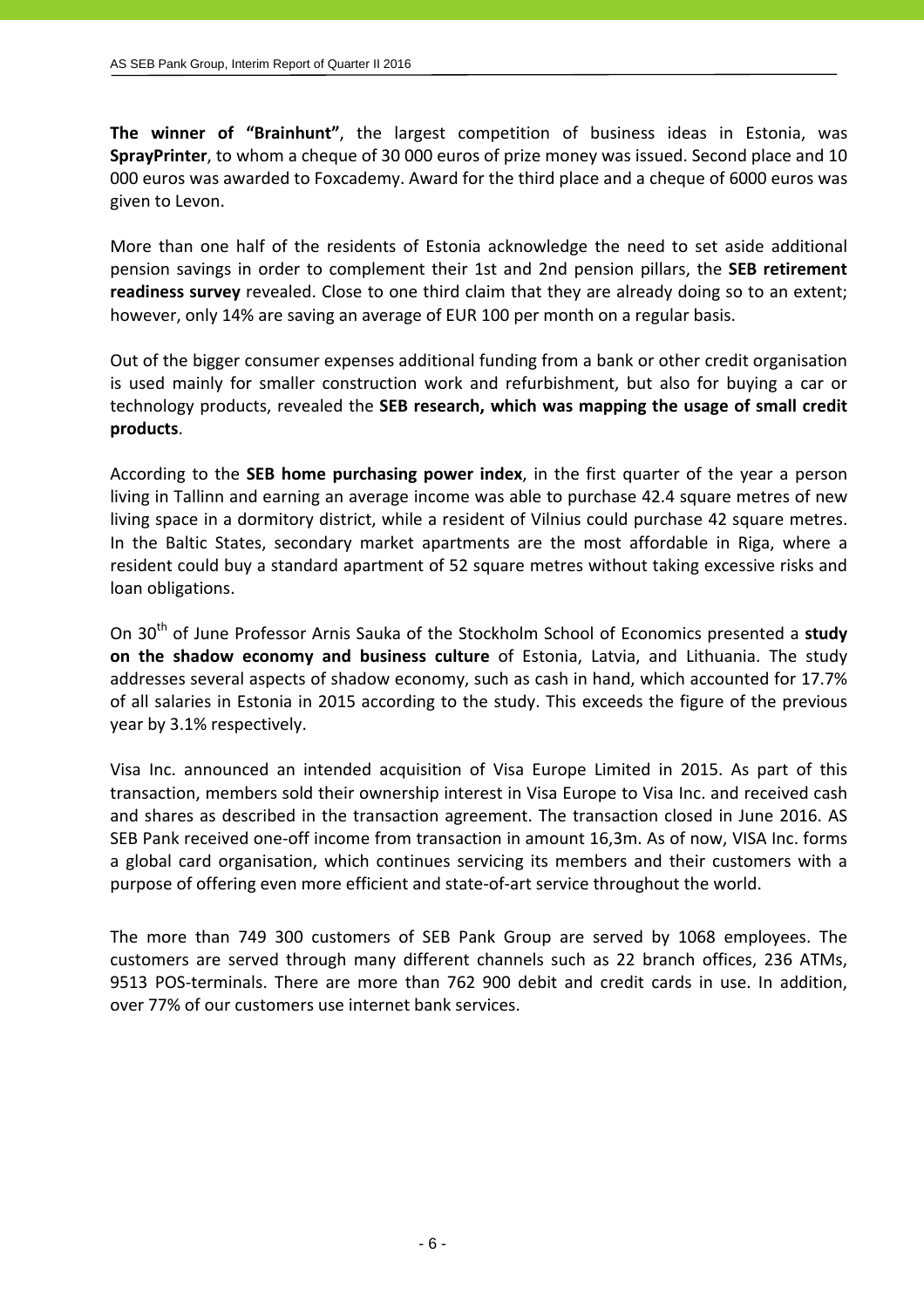**The winner of "Brainhunt"**, the largest competition of business ideas in Estonia, was **SprayPrinter**, to whom a cheque of 30 000 euros of prize money was issued. Second place and 10 000 euros was awarded to Foxcademy. Award for the third place and a cheque of 6000 euros was given to Levon.

More than one half of the residents of Estonia acknowledge the need to set aside additional pension savings in order to complement their 1st and 2nd pension pillars, the **SEB retirement readiness survey** revealed. Close to one third claim that they are already doing so to an extent; however, only 14% are saving an average of EUR 100 per month on a regular basis.

Out of the bigger consumer expenses additional funding from a bank or other credit organisation is used mainly for smaller construction work and refurbishment, but also for buying a car or technology products, revealed the **SEB research, which was mapping the usage of small credit products**.

According to the **SEB home purchasing power index**, in the first quarter of the year a person living in Tallinn and earning an average income was able to purchase 42.4 square metres of new living space in a dormitory district, while a resident of Vilnius could purchase 42 square metres. In the Baltic States, secondary market apartments are the most affordable in Riga, where a resident could buy a standard apartment of 52 square metres without taking excessive risks and loan obligations.

On 30th of June Professor Arnis Sauka of the Stockholm School of Economics presented a **study on the shadow economy and business culture** of Estonia, Latvia, and Lithuania. The study addresses several aspects of shadow economy, such as cash in hand, which accounted for 17.7% of all salaries in Estonia in 2015 according to the study. This exceeds the figure of the previous year by 3.1% respectively.

Visa Inc. announced an intended acquisition of Visa Europe Limited in 2015. As part of this transaction, members sold their ownership interest in Visa Europe to Visa Inc. and received cash and shares as described in the transaction agreement. The transaction closed in June 2016. AS SEB Pank received one-off income from transaction in amount 16,3m. As of now, VISA Inc. forms a global card organisation, which continues servicing its members and their customers with a purpose of offering even more efficient and state-of-art service throughout the world.

The more than 749 300 customers of SEB Pank Group are served by 1068 employees. The customers are served through many different channels such as 22 branch offices, 236 ATMs, 9513 POS-terminals. There are more than 762 900 debit and credit cards in use. In addition, over 77% of our customers use internet bank services.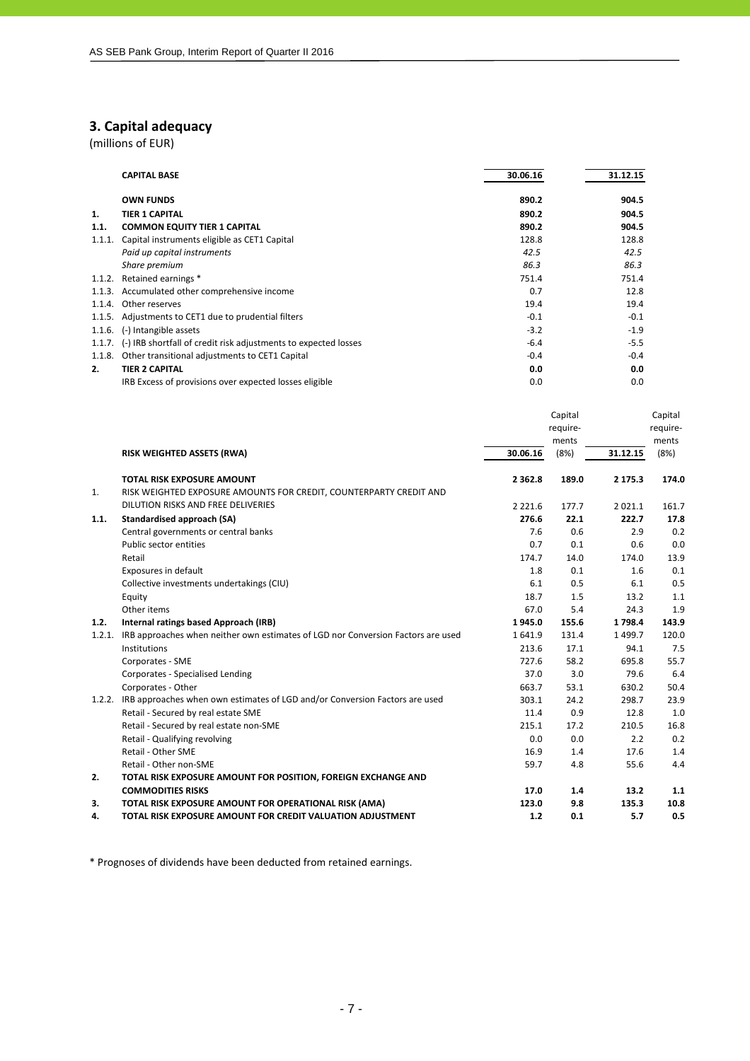## 3. Capital adequacy

(millions of EUR)

| | CAPITAL BASE | 30.06.16 | 31.12.15 |
|---|---|---|---|
| | **OWN FUNDS** | **890.2** | **904.5** |
| **1.** | **TIER 1 CAPITAL** | **890.2** | **904.5** |
| **1.1.** | **COMMON EQUITY TIER 1 CAPITAL** | **890.2** | **904.5** |
| 1.1.1. | Capital instruments eligible as CET1 Capital | 128.8 | 128.8 |
| | *Paid up capital instruments* | *42.5* | *42.5* |
| | *Share premium* | *86.3* | *86.3* |
| 1.1.2. | Retained earnings * | 751.4 | 751.4 |
| 1.1.3. | Accumulated other comprehensive income | 0.7 | 12.8 |
| 1.1.4. | Other reserves | 19.4 | 19.4 |
| 1.1.5. | Adjustments to CET1 due to prudential filters | -0.1 | -0.1 |
| 1.1.6. | (-) Intangible assets | -3.2 | -1.9 |
| 1.1.7. | (-) IRB shortfall of credit risk adjustments to expected losses | -6.4 | -5.5 |
| 1.1.8. | Other transitional adjustments to CET1 Capital | -0.4 | -0.4 |
| **2.** | **TIER 2 CAPITAL** | **0.0** | **0.0** |
| | IRB Excess of provisions over expected losses eligible | 0.0 | 0.0 |

| | RISK WEIGHTED ASSETS (RWA) | 30.06.16 | Capital require-ments (8%) | 31.12.15 | Capital require-ments (8%) |
|---|---|---|---|---|---|
| | **TOTAL RISK EXPOSURE AMOUNT** | **2 362.8** | **189.0** | **2 175.3** | **174.0** |
| 1. | RISK WEIGHTED EXPOSURE AMOUNTS FOR CREDIT, COUNTERPARTY CREDIT AND DILUTION RISKS AND FREE DELIVERIES | 2 221.6 | 177.7 | 2 021.1 | 161.7 |
| **1.1.** | **Standardised approach (SA)** | **276.6** | **22.1** | **222.7** | **17.8** |
| | Central governments or central banks | 7.6 | 0.6 | 2.9 | 0.2 |
| | Public sector entities | 0.7 | 0.1 | 0.6 | 0.0 |
| | Retail | 174.7 | 14.0 | 174.0 | 13.9 |
| | Exposures in default | 1.8 | 0.1 | 1.6 | 0.1 |
| | Collective investments undertakings (CIU) | 6.1 | 0.5 | 6.1 | 0.5 |
| | Equity | 18.7 | 1.5 | 13.2 | 1.1 |
| | Other items | 67.0 | 5.4 | 24.3 | 1.9 |
| **1.2.** | **Internal ratings based Approach (IRB)** | **1 945.0** | **155.6** | **1 798.4** | **143.9** |
| 1.2.1. | IRB approaches when neither own estimates of LGD nor Conversion Factors are used | 1 641.9 | 131.4 | 1 499.7 | 120.0 |
| | Institutions | 213.6 | 17.1 | 94.1 | 7.5 |
| | Corporates - SME | 727.6 | 58.2 | 695.8 | 55.7 |
| | Corporates - Specialised Lending | 37.0 | 3.0 | 79.6 | 6.4 |
| | Corporates - Other | 663.7 | 53.1 | 630.2 | 50.4 |
| 1.2.2. | IRB approaches when own estimates of LGD and/or Conversion Factors are used | 303.1 | 24.2 | 298.7 | 23.9 |
| | Retail - Secured by real estate SME | 11.4 | 0.9 | 12.8 | 1.0 |
| | Retail - Secured by real estate non-SME | 215.1 | 17.2 | 210.5 | 16.8 |
| | Retail - Qualifying revolving | 0.0 | 0.0 | 2.2 | 0.2 |
| | Retail - Other SME | 16.9 | 1.4 | 17.6 | 1.4 |
| | Retail - Other non-SME | 59.7 | 4.8 | 55.6 | 4.4 |
| **2.** | **TOTAL RISK EXPOSURE AMOUNT FOR POSITION, FOREIGN EXCHANGE AND COMMODITIES RISKS** | **17.0** | **1.4** | **13.2** | **1.1** |
| **3.** | **TOTAL RISK EXPOSURE AMOUNT FOR OPERATIONAL RISK (AMA)** | **123.0** | **9.8** | **135.3** | **10.8** |
| **4.** | **TOTAL RISK EXPOSURE AMOUNT FOR CREDIT VALUATION ADJUSTMENT** | **1.2** | **0.1** | **5.7** | **0.5** |

* Prognoses of dividends have been deducted from retained earnings.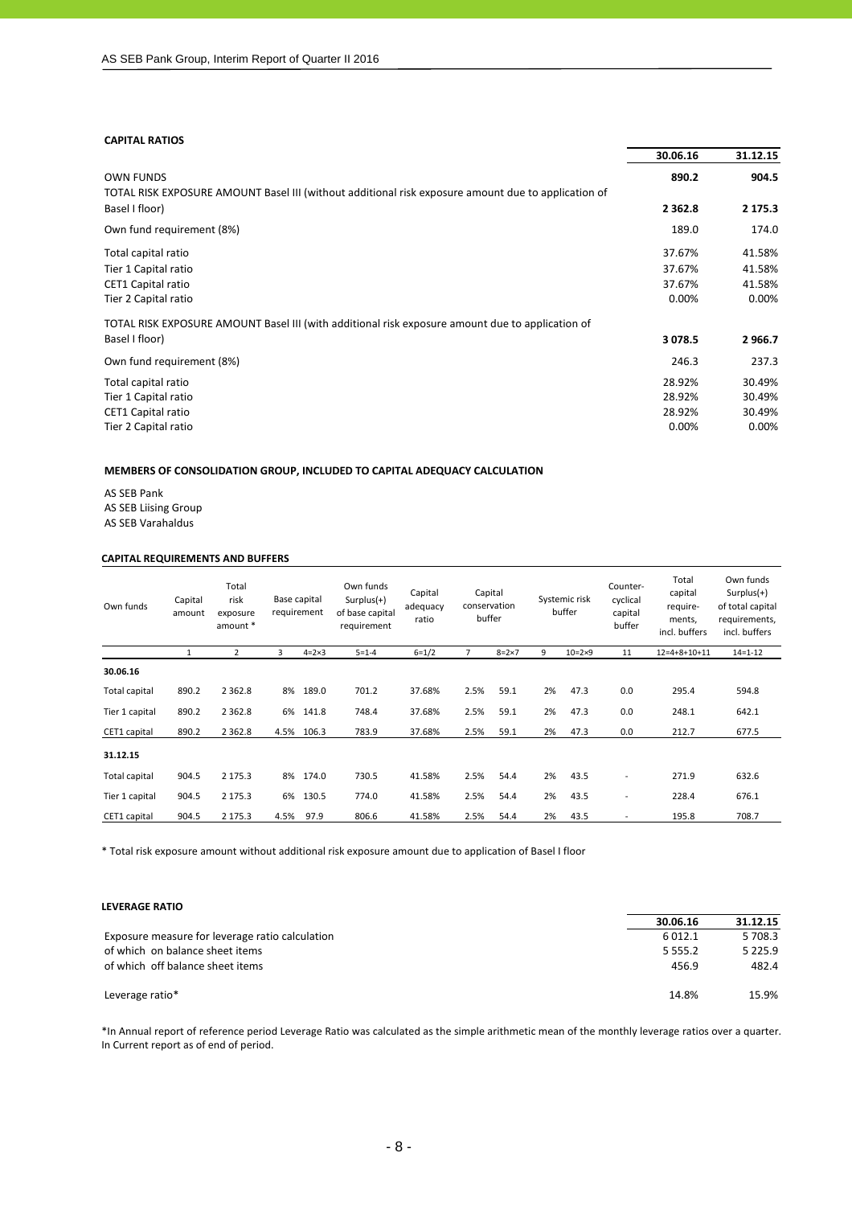### CAPITAL RATIOS

| | 30.06.16 | 31.12.15 |
|---|---|---|
| **OWN FUNDS** | **890.2** | **904.5** |
| TOTAL RISK EXPOSURE AMOUNT Basel III (without additional risk exposure amount due to application of Basel I floor) | **2 362.8** | **2 175.3** |
| Own fund requirement (8%) | 189.0 | 174.0 |
| Total capital ratio | 37.67% | 41.58% |
| Tier 1 Capital ratio | 37.67% | 41.58% |
| CET1 Capital ratio | 37.67% | 41.58% |
| Tier 2 Capital ratio | 0.00% | 0.00% |
| TOTAL RISK EXPOSURE AMOUNT Basel III (with additional risk exposure amount due to application of Basel I floor) | **3 078.5** | **2 966.7** |
| Own fund requirement (8%) | 246.3 | 237.3 |
| Total capital ratio | 28.92% | 30.49% |
| Tier 1 Capital ratio | 28.92% | 30.49% |
| CET1 Capital ratio | 28.92% | 30.49% |
| Tier 2 Capital ratio | 0.00% | 0.00% |

### MEMBERS OF CONSOLIDATION GROUP, INCLUDED TO CAPITAL ADEQUACY CALCULATION

AS SEB Pank
AS SEB Liising Group
AS SEB Varahaldus

### CAPITAL REQUIREMENTS AND BUFFERS

| Own funds | Capital amount | Total risk exposure amount * | Base capital requirement | | Own funds Surplus(+) of base capital requirement | Capital adequacy ratio | Capital conservation buffer | | Systemic risk buffer | | Counter-cyclical capital buffer | Total capital require-ments, incl. buffers | Own funds Surplus(+) of total capital requirements, incl. buffers |
|---|---|---|---|---|---|---|---|---|---|---|---|---|---|
| | 1 | 2 | 3 | 4=2×3 | 5=1-4 | 6=1/2 | 7 | 8=2×7 | 9 | 10=2×9 | 11 | 12=4+8+10+11 | 14=1-12 |
| **30.06.16** | | | | | | | | | | | | | |
| Total capital | 890.2 | 2 362.8 | 8% | 189.0 | 701.2 | 37.68% | 2.5% | 59.1 | 2% | 47.3 | 0.0 | 295.4 | 594.8 |
| Tier 1 capital | 890.2 | 2 362.8 | 6% | 141.8 | 748.4 | 37.68% | 2.5% | 59.1 | 2% | 47.3 | 0.0 | 248.1 | 642.1 |
| CET1 capital | 890.2 | 2 362.8 | 4.5% | 106.3 | 783.9 | 37.68% | 2.5% | 59.1 | 2% | 47.3 | 0.0 | 212.7 | 677.5 |
| **31.12.15** | | | | | | | | | | | | | |
| Total capital | 904.5 | 2 175.3 | 8% | 174.0 | 730.5 | 41.58% | 2.5% | 54.4 | 2% | 43.5 | - | 271.9 | 632.6 |
| Tier 1 capital | 904.5 | 2 175.3 | 6% | 130.5 | 774.0 | 41.58% | 2.5% | 54.4 | 2% | 43.5 | - | 228.4 | 676.1 |
| CET1 capital | 904.5 | 2 175.3 | 4.5% | 97.9 | 806.6 | 41.58% | 2.5% | 54.4 | 2% | 43.5 | - | 195.8 | 708.7 |

\* Total risk exposure amount without additional risk exposure amount due to application of Basel I floor

### LEVERAGE RATIO

| | 30.06.16 | 31.12.15 |
|---|---|---|
| Exposure measure for leverage ratio calculation | 6 012.1 | 5 708.3 |
| of which on balance sheet items | 5 555.2 | 5 225.9 |
| of which off balance sheet items | 456.9 | 482.4 |
| Leverage ratio* | 14.8% | 15.9% |

*In Annual report of reference period Leverage Ratio was calculated as the simple arithmetic mean of the monthly leverage ratios over a quarter. In Current report as of end of period.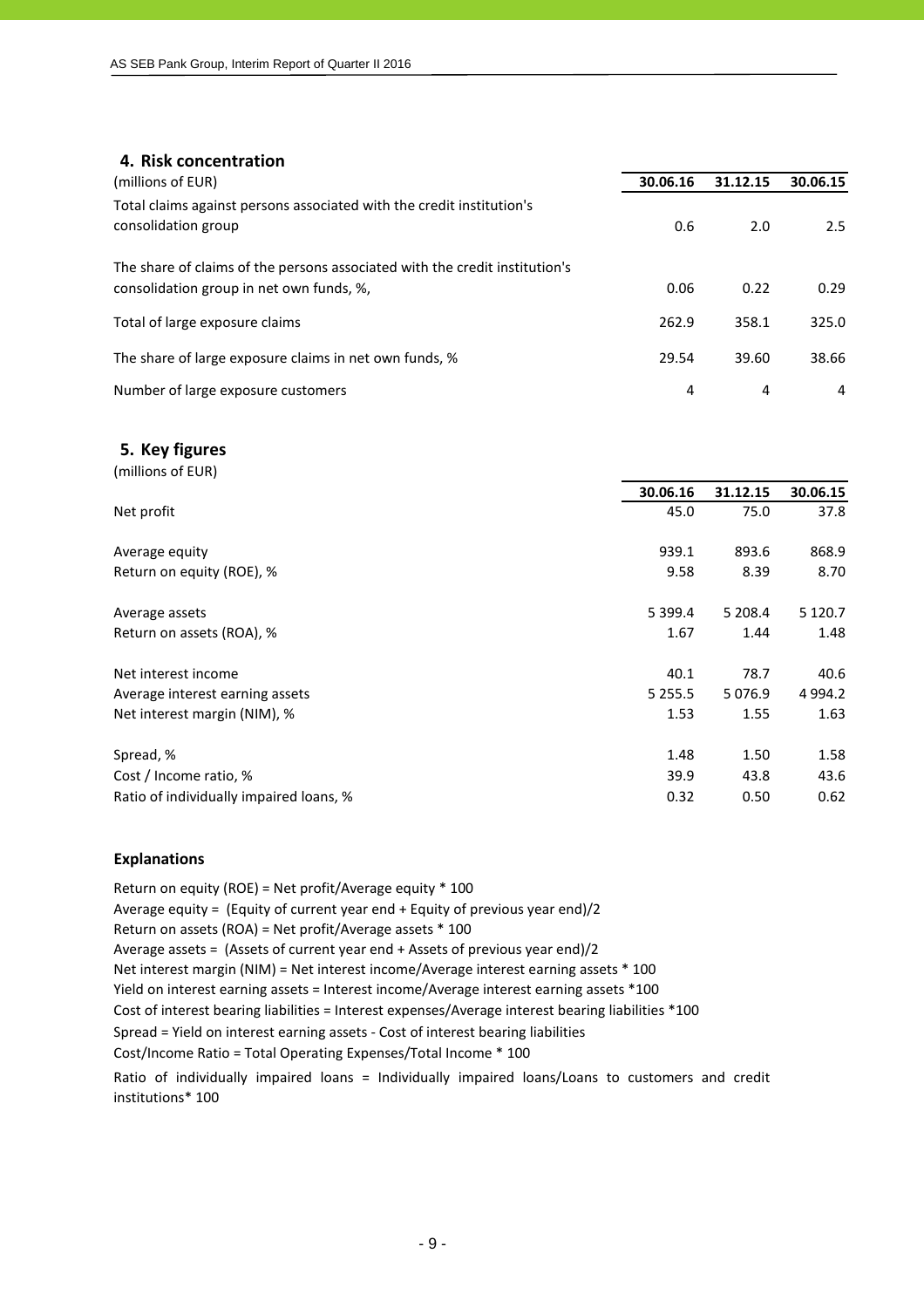## 4. Risk concentration

| (millions of EUR) | 30.06.16 | 31.12.15 | 30.06.15 |
|---|---|---|---|
| Total claims against persons associated with the credit institution's consolidation group | 0.6 | 2.0 | 2.5 |
| The share of claims of the persons associated with the credit institution's consolidation group in net own funds, %, | 0.06 | 0.22 | 0.29 |
| Total of large exposure claims | 262.9 | 358.1 | 325.0 |
| The share of large exposure claims in net own funds, % | 29.54 | 39.60 | 38.66 |
| Number of large exposure customers | 4 | 4 | 4 |

## 5. Key figures

(millions of EUR)

| | 30.06.16 | 31.12.15 | 30.06.15 |
|---|---|---|---|
| Net profit | 45.0 | 75.0 | 37.8 |
| Average equity | 939.1 | 893.6 | 868.9 |
| Return on equity (ROE), % | 9.58 | 8.39 | 8.70 |
| Average assets | 5 399.4 | 5 208.4 | 5 120.7 |
| Return on assets (ROA), % | 1.67 | 1.44 | 1.48 |
| Net interest income | 40.1 | 78.7 | 40.6 |
| Average interest earning assets | 5 255.5 | 5 076.9 | 4 994.2 |
| Net interest margin (NIM), % | 1.53 | 1.55 | 1.63 |
| Spread, % | 1.48 | 1.50 | 1.58 |
| Cost / Income ratio, % | 39.9 | 43.8 | 43.6 |
| Ratio of individually impaired loans, % | 0.32 | 0.50 | 0.62 |

### Explanations

Return on equity (ROE) = Net profit/Average equity * 100

Average equity = (Equity of current year end + Equity of previous year end)/2

Return on assets (ROA) = Net profit/Average assets * 100

Average assets = (Assets of current year end + Assets of previous year end)/2

Net interest margin (NIM) = Net interest income/Average interest earning assets * 100

Yield on interest earning assets = Interest income/Average interest earning assets *100

Cost of interest bearing liabilities = Interest expenses/Average interest bearing liabilities *100

Spread = Yield on interest earning assets - Cost of interest bearing liabilities

Cost/Income Ratio = Total Operating Expenses/Total Income * 100

Ratio of individually impaired loans = Individually impaired loans/Loans to customers and credit institutions* 100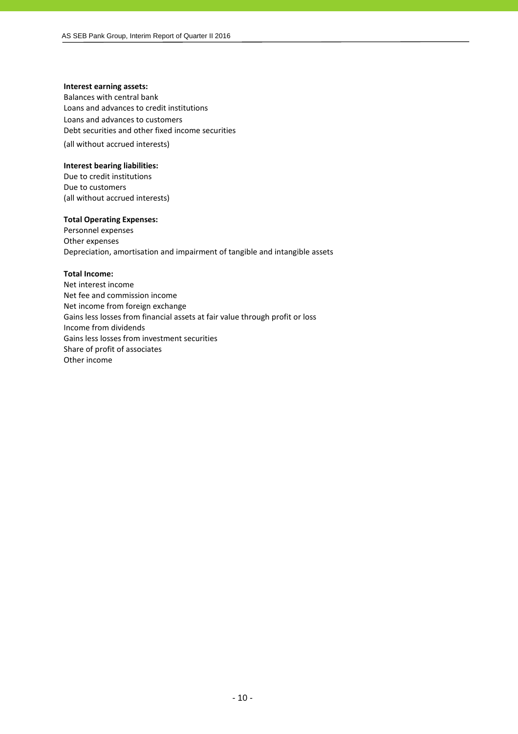**Interest earning assets:**
Balances with central bank
Loans and advances to credit institutions
Loans and advances to customers
Debt securities and other fixed income securities
(all without accrued interests)

**Interest bearing liabilities:**
Due to credit institutions
Due to customers
(all without accrued interests)

**Total Operating Expenses:**
Personnel expenses
Other expenses
Depreciation, amortisation and impairment of tangible and intangible assets

**Total Income:**
Net interest income
Net fee and commission income
Net income from foreign exchange
Gains less losses from financial assets at fair value through profit or loss
Income from dividends
Gains less losses from investment securities
Share of profit of associates
Other income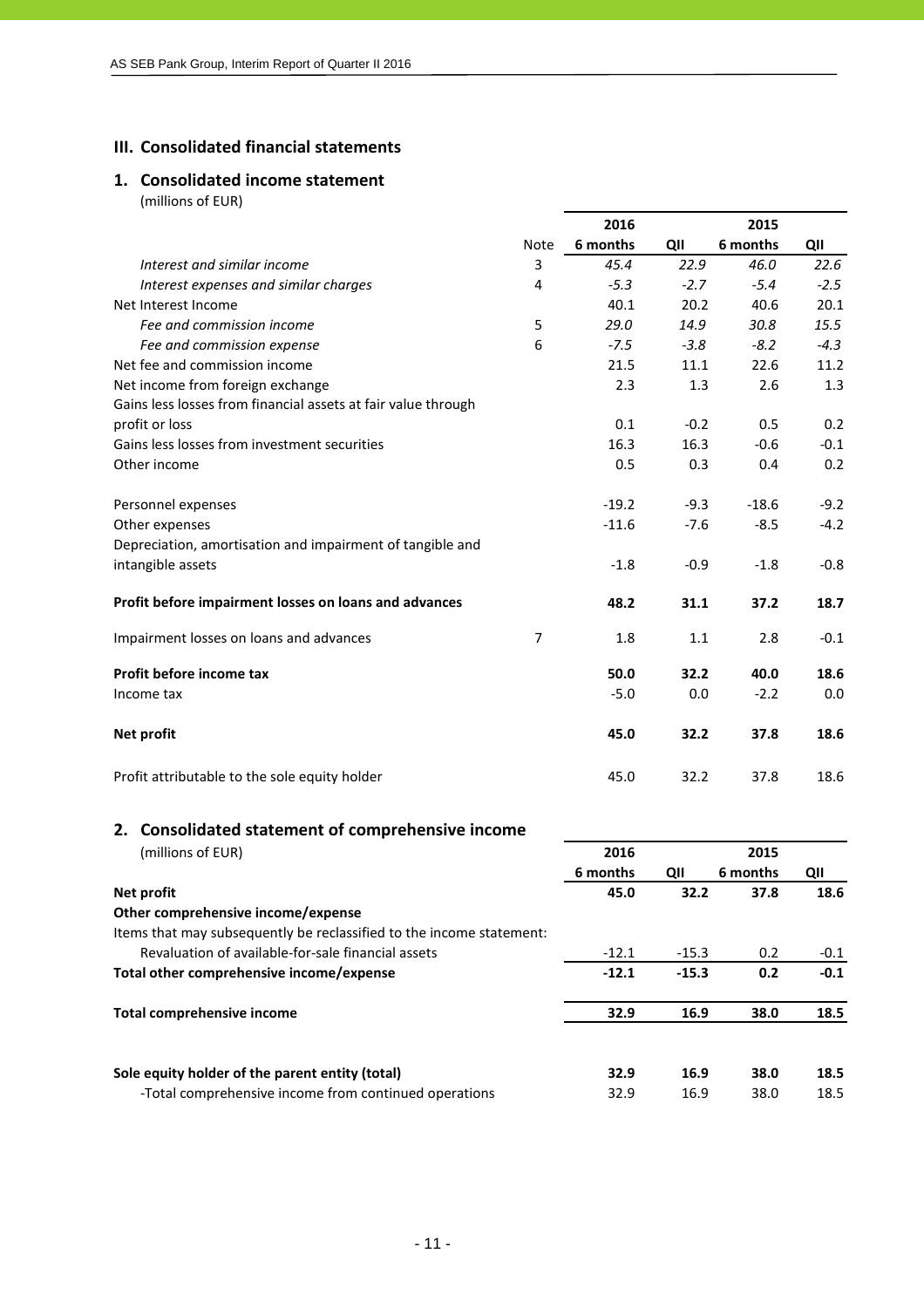## III. Consolidated financial statements

### 1. Consolidated income statement

(millions of EUR)

| | Note | 2016 6 months | 2016 QII | 2015 6 months | 2015 QII |
|---|---|---|---|---|---|
| *Interest and similar income* | 3 | *45.4* | *22.9* | *46.0* | *22.6* |
| *Interest expenses and similar charges* | 4 | *-5.3* | *-2.7* | *-5.4* | *-2.5* |
| Net Interest Income | | 40.1 | 20.2 | 40.6 | 20.1 |
| *Fee and commission income* | 5 | *29.0* | *14.9* | *30.8* | *15.5* |
| *Fee and commission expense* | 6 | *-7.5* | *-3.8* | *-8.2* | *-4.3* |
| Net fee and commission income | | 21.5 | 11.1 | 22.6 | 11.2 |
| Net income from foreign exchange | | 2.3 | 1.3 | 2.6 | 1.3 |
| Gains less losses from financial assets at fair value through profit or loss | | 0.1 | -0.2 | 0.5 | 0.2 |
| Gains less losses from investment securities | | 16.3 | 16.3 | -0.6 | -0.1 |
| Other income | | 0.5 | 0.3 | 0.4 | 0.2 |
| | | | | | |
| Personnel expenses | | -19.2 | -9.3 | -18.6 | -9.2 |
| Other expenses | | -11.6 | -7.6 | -8.5 | -4.2 |
| Depreciation, amortisation and impairment of tangible and intangible assets | | -1.8 | -0.9 | -1.8 | -0.8 |
| | | | | | |
| **Profit before impairment losses on loans and advances** | | **48.2** | **31.1** | **37.2** | **18.7** |
| | | | | | |
| Impairment losses on loans and advances | 7 | 1.8 | 1.1 | 2.8 | -0.1 |
| | | | | | |
| **Profit before income tax** | | **50.0** | **32.2** | **40.0** | **18.6** |
| Income tax | | -5.0 | 0.0 | -2.2 | 0.0 |
| | | | | | |
| **Net profit** | | **45.0** | **32.2** | **37.8** | **18.6** |
| | | | | | |
| Profit attributable to the sole equity holder | | 45.0 | 32.2 | 37.8 | 18.6 |

### 2. Consolidated statement of comprehensive income

(millions of EUR)

| | 2016 6 months | 2016 QII | 2015 6 months | 2015 QII |
|---|---|---|---|---|
| **Net profit** | **45.0** | **32.2** | **37.8** | **18.6** |
| **Other comprehensive income/expense** | | | | |
| Items that may subsequently be reclassified to the income statement: | | | | |
| Revaluation of available-for-sale financial assets | -12.1 | -15.3 | 0.2 | -0.1 |
| **Total other comprehensive income/expense** | **-12.1** | **-15.3** | **0.2** | **-0.1** |
| | | | | |
| **Total comprehensive income** | **32.9** | **16.9** | **38.0** | **18.5** |
| | | | | |
| **Sole equity holder of the parent entity (total)** | **32.9** | **16.9** | **38.0** | **18.5** |
| -Total comprehensive income from continued operations | 32.9 | 16.9 | 38.0 | 18.5 |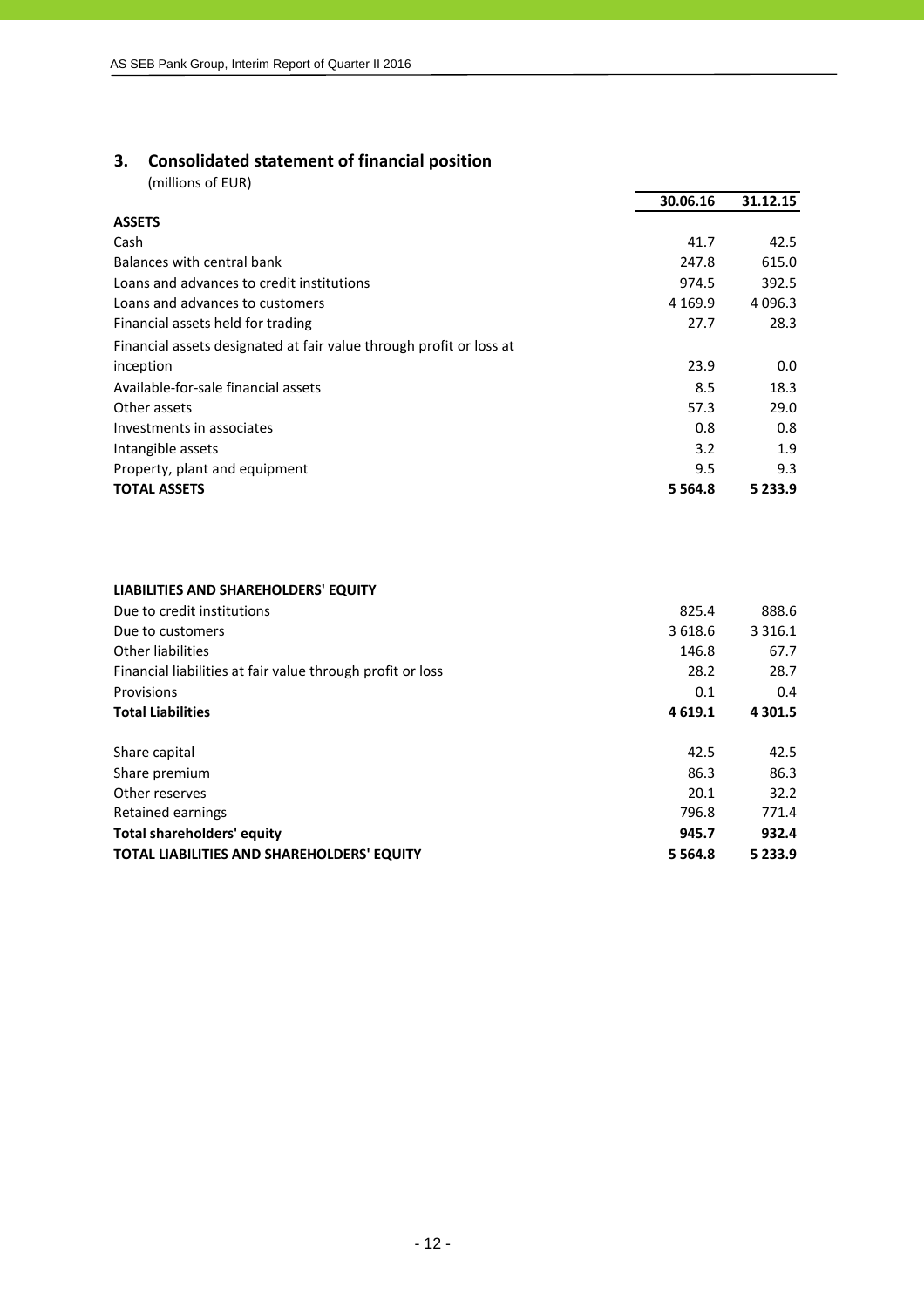## 3. Consolidated statement of financial position

(millions of EUR)

| | 30.06.16 | 31.12.15 |
|---|---|---|
| **ASSETS** | | |
| Cash | 41.7 | 42.5 |
| Balances with central bank | 247.8 | 615.0 |
| Loans and advances to credit institutions | 974.5 | 392.5 |
| Loans and advances to customers | 4 169.9 | 4 096.3 |
| Financial assets held for trading | 27.7 | 28.3 |
| Financial assets designated at fair value through profit or loss at inception | 23.9 | 0.0 |
| Available-for-sale financial assets | 8.5 | 18.3 |
| Other assets | 57.3 | 29.0 |
| Investments in associates | 0.8 | 0.8 |
| Intangible assets | 3.2 | 1.9 |
| Property, plant and equipment | 9.5 | 9.3 |
| **TOTAL ASSETS** | **5 564.8** | **5 233.9** |
| | | |
| **LIABILITIES AND SHAREHOLDERS' EQUITY** | | |
| Due to credit institutions | 825.4 | 888.6 |
| Due to customers | 3 618.6 | 3 316.1 |
| Other liabilities | 146.8 | 67.7 |
| Financial liabilities at fair value through profit or loss | 28.2 | 28.7 |
| Provisions | 0.1 | 0.4 |
| **Total Liabilities** | **4 619.1** | **4 301.5** |
| | | |
| Share capital | 42.5 | 42.5 |
| Share premium | 86.3 | 86.3 |
| Other reserves | 20.1 | 32.2 |
| Retained earnings | 796.8 | 771.4 |
| **Total shareholders' equity** | **945.7** | **932.4** |
| **TOTAL LIABILITIES AND SHAREHOLDERS' EQUITY** | **5 564.8** | **5 233.9** |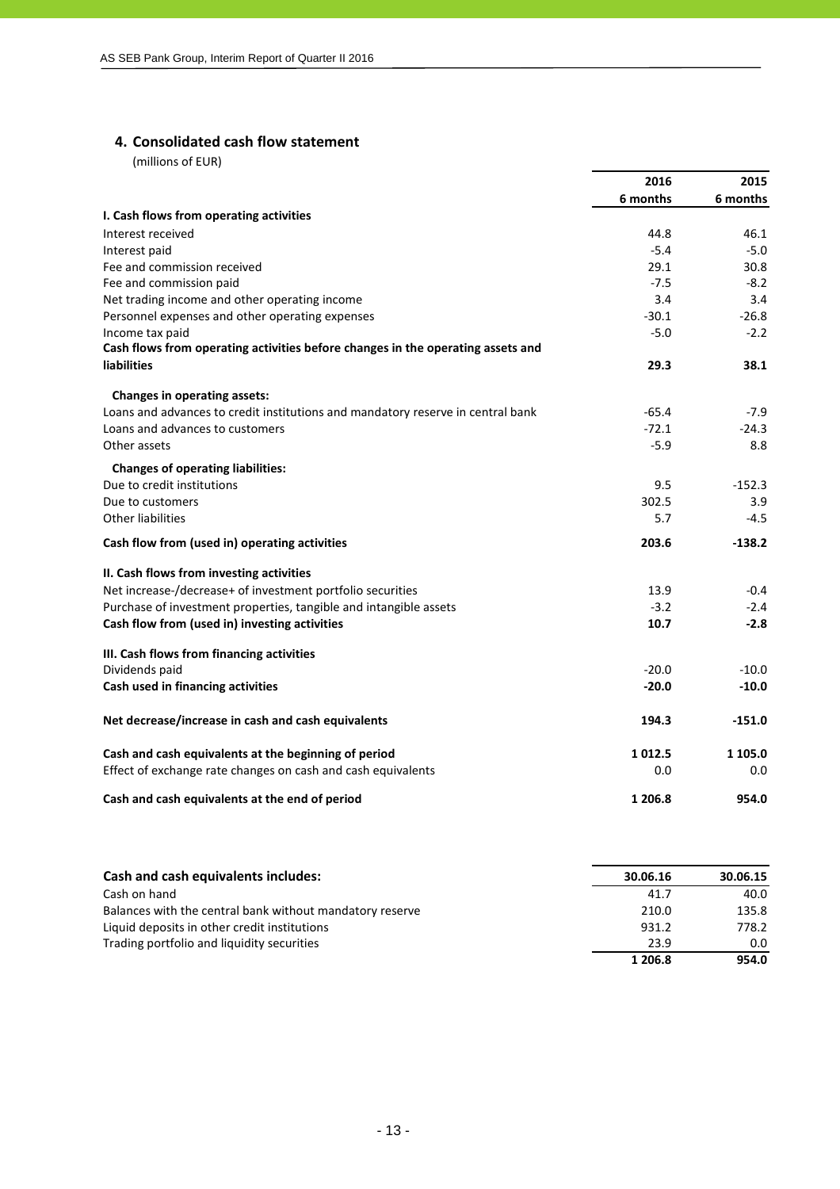## 4. Consolidated cash flow statement

(millions of EUR)

| | 2016<br>6 months | 2015<br>6 months |
|---|---|---|
| **I. Cash flows from operating activities** | | |
| Interest received | 44.8 | 46.1 |
| Interest paid | -5.4 | -5.0 |
| Fee and commission received | 29.1 | 30.8 |
| Fee and commission paid | -7.5 | -8.2 |
| Net trading income and other operating income | 3.4 | 3.4 |
| Personnel expenses and other operating expenses | -30.1 | -26.8 |
| Income tax paid | -5.0 | -2.2 |
| **Cash flows from operating activities before changes in the operating assets and liabilities** | **29.3** | **38.1** |
| **Changes in operating assets:** | | |
| Loans and advances to credit institutions and mandatory reserve in central bank | -65.4 | -7.9 |
| Loans and advances to customers | -72.1 | -24.3 |
| Other assets | -5.9 | 8.8 |
| **Changes of operating liabilities:** | | |
| Due to credit institutions | 9.5 | -152.3 |
| Due to customers | 302.5 | 3.9 |
| Other liabilities | 5.7 | -4.5 |
| **Cash flow from (used in) operating activities** | **203.6** | **-138.2** |
| **II. Cash flows from investing activities** | | |
| Net increase-/decrease+ of investment portfolio securities | 13.9 | -0.4 |
| Purchase of investment properties, tangible and intangible assets | -3.2 | -2.4 |
| **Cash flow from (used in) investing activities** | **10.7** | **-2.8** |
| **III. Cash flows from financing activities** | | |
| Dividends paid | -20.0 | -10.0 |
| **Cash used in financing activities** | **-20.0** | **-10.0** |
| **Net decrease/increase in cash and cash equivalents** | **194.3** | **-151.0** |
| **Cash and cash equivalents at the beginning of period** | **1 012.5** | **1 105.0** |
| Effect of exchange rate changes on cash and cash equivalents | 0.0 | 0.0 |
| **Cash and cash equivalents at the end of period** | **1 206.8** | **954.0** |

| **Cash and cash equivalents includes:** | 30.06.16 | 30.06.15 |
|---|---|---|
| Cash on hand | 41.7 | 40.0 |
| Balances with the central bank without mandatory reserve | 210.0 | 135.8 |
| Liquid deposits in other credit institutions | 931.2 | 778.2 |
| Trading portfolio and liquidity securities | 23.9 | 0.0 |
| | **1 206.8** | **954.0** |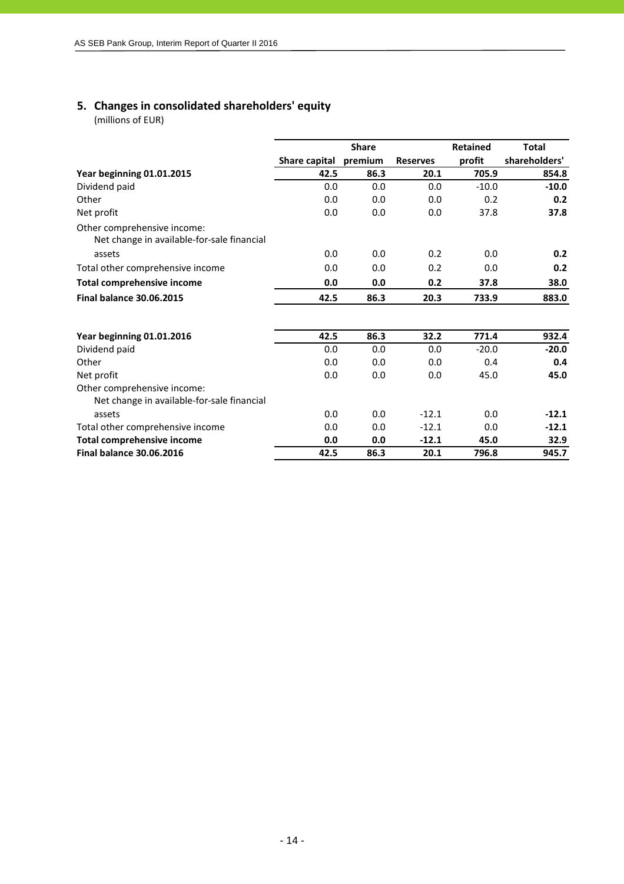## 5. Changes in consolidated shareholders' equity

(millions of EUR)

| | Share capital | Share premium | Reserves | Retained profit | Total shareholders' |
|---|---|---|---|---|---|
| **Year beginning 01.01.2015** | **42.5** | **86.3** | **20.1** | **705.9** | **854.8** |
| Dividend paid | 0.0 | 0.0 | 0.0 | -10.0 | **-10.0** |
| Other | 0.0 | 0.0 | 0.0 | 0.2 | **0.2** |
| Net profit | 0.0 | 0.0 | 0.0 | 37.8 | **37.8** |
| Other comprehensive income: | | | | | |
| Net change in available-for-sale financial assets | 0.0 | 0.0 | 0.2 | 0.0 | **0.2** |
| Total other comprehensive income | 0.0 | 0.0 | 0.2 | 0.0 | **0.2** |
| **Total comprehensive income** | **0.0** | **0.0** | **0.2** | **37.8** | **38.0** |
| **Final balance 30.06.2015** | **42.5** | **86.3** | **20.3** | **733.9** | **883.0** |
| | | | | | |
| **Year beginning 01.01.2016** | **42.5** | **86.3** | **32.2** | **771.4** | **932.4** |
| Dividend paid | 0.0 | 0.0 | 0.0 | -20.0 | **-20.0** |
| Other | 0.0 | 0.0 | 0.0 | 0.4 | **0.4** |
| Net profit | 0.0 | 0.0 | 0.0 | 45.0 | **45.0** |
| Other comprehensive income: | | | | | |
| Net change in available-for-sale financial assets | 0.0 | 0.0 | -12.1 | 0.0 | **-12.1** |
| Total other comprehensive income | 0.0 | 0.0 | -12.1 | 0.0 | **-12.1** |
| **Total comprehensive income** | **0.0** | **0.0** | **-12.1** | **45.0** | **32.9** |
| **Final balance 30.06.2016** | **42.5** | **86.3** | **20.1** | **796.8** | **945.7** |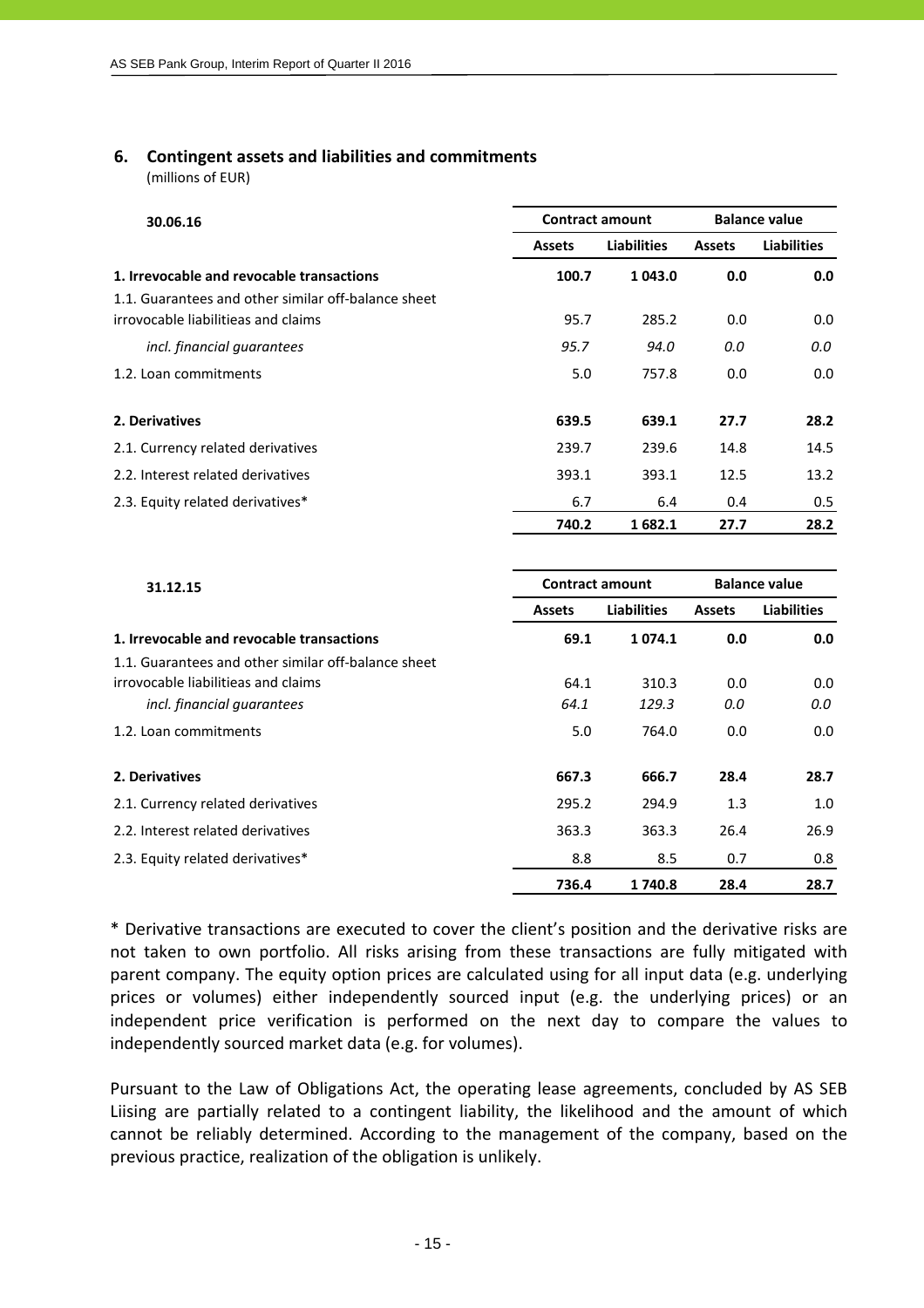## 6. Contingent assets and liabilities and commitments

(millions of EUR)

| 30.06.16 | Contract amount | | Balance value | |
|---|---|---|---|---|
| | Assets | Liabilities | Assets | Liabilities |
| **1. Irrevocable and revocable transactions** | **100.7** | **1 043.0** | **0.0** | **0.0** |
| 1.1. Guarantees and other similar off-balance sheet irrovocable liabilitieas and claims | 95.7 | 285.2 | 0.0 | 0.0 |
| *incl. financial guarantees* | *95.7* | *94.0* | *0.0* | *0.0* |
| 1.2. Loan commitments | 5.0 | 757.8 | 0.0 | 0.0 |
| **2. Derivatives** | **639.5** | **639.1** | **27.7** | **28.2** |
| 2.1. Currency related derivatives | 239.7 | 239.6 | 14.8 | 14.5 |
| 2.2. Interest related derivatives | 393.1 | 393.1 | 12.5 | 13.2 |
| 2.3. Equity related derivatives* | 6.7 | 6.4 | 0.4 | 0.5 |
| | **740.2** | **1 682.1** | **27.7** | **28.2** |

| 31.12.15 | Contract amount | | Balance value | |
|---|---|---|---|---|
| | Assets | Liabilities | Assets | Liabilities |
| **1. Irrevocable and revocable transactions** | **69.1** | **1 074.1** | **0.0** | **0.0** |
| 1.1. Guarantees and other similar off-balance sheet irrovocable liabilitieas and claims | 64.1 | 310.3 | 0.0 | 0.0 |
| *incl. financial guarantees* | *64.1* | *129.3* | *0.0* | *0.0* |
| 1.2. Loan commitments | 5.0 | 764.0 | 0.0 | 0.0 |
| **2. Derivatives** | **667.3** | **666.7** | **28.4** | **28.7** |
| 2.1. Currency related derivatives | 295.2 | 294.9 | 1.3 | 1.0 |
| 2.2. Interest related derivatives | 363.3 | 363.3 | 26.4 | 26.9 |
| 2.3. Equity related derivatives* | 8.8 | 8.5 | 0.7 | 0.8 |
| | **736.4** | **1 740.8** | **28.4** | **28.7** |

* Derivative transactions are executed to cover the client's position and the derivative risks are not taken to own portfolio. All risks arising from these transactions are fully mitigated with parent company. The equity option prices are calculated using for all input data (e.g. underlying prices or volumes) either independently sourced input (e.g. the underlying prices) or an independent price verification is performed on the next day to compare the values to independently sourced market data (e.g. for volumes).

Pursuant to the Law of Obligations Act, the operating lease agreements, concluded by AS SEB Liising are partially related to a contingent liability, the likelihood and the amount of which cannot be reliably determined. According to the management of the company, based on the previous practice, realization of the obligation is unlikely.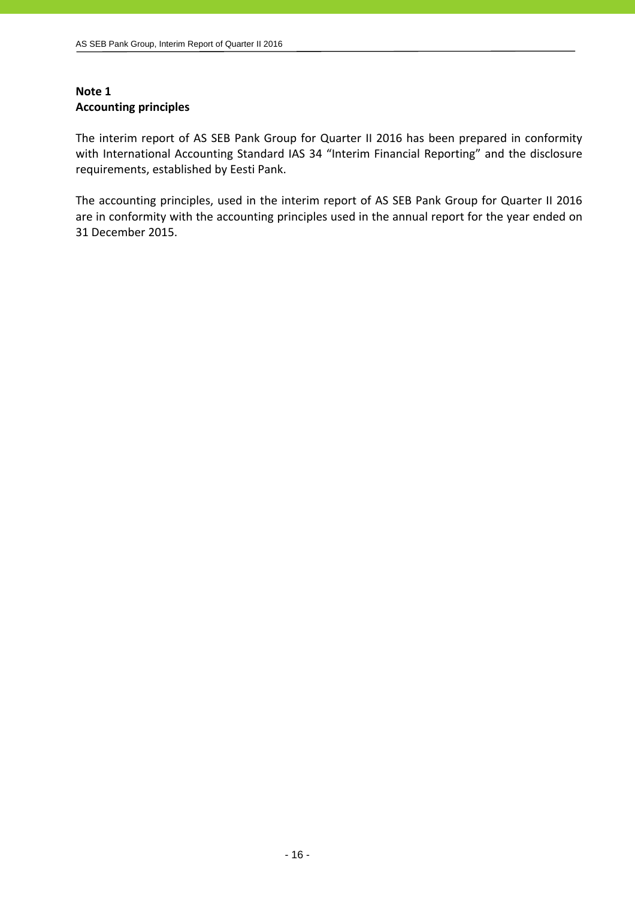**Note 1**
**Accounting principles**

The interim report of AS SEB Pank Group for Quarter II 2016 has been prepared in conformity with International Accounting Standard IAS 34 “Interim Financial Reporting” and the disclosure requirements, established by Eesti Pank.

The accounting principles, used in the interim report of AS SEB Pank Group for Quarter II 2016 are in conformity with the accounting principles used in the annual report for the year ended on 31 December 2015.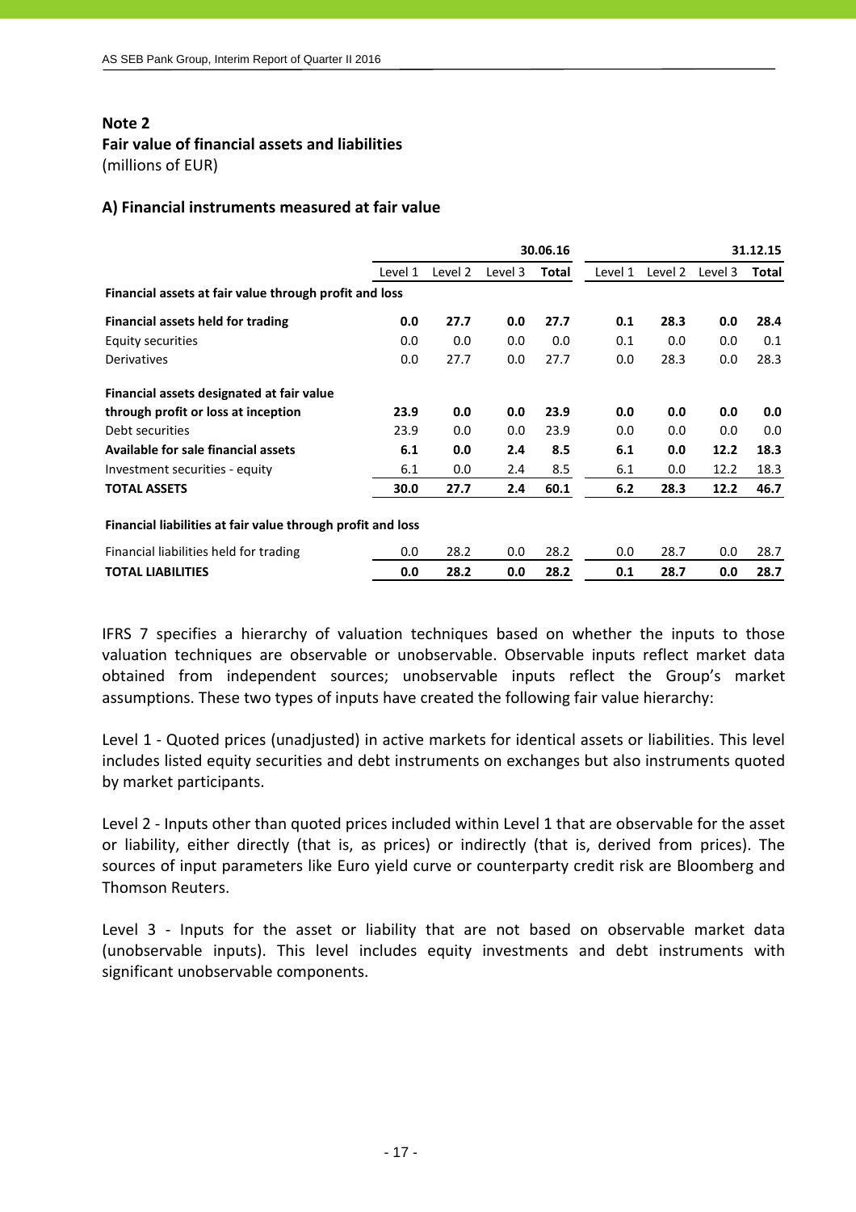## Note 2

## Fair value of financial assets and liabilities

(millions of EUR)

### A) Financial instruments measured at fair value

| | 30.06.16 | | | | 31.12.15 | | | |
|---|---|---|---|---|---|---|---|---|
| | Level 1 | Level 2 | Level 3 | **Total** | Level 1 | Level 2 | Level 3 | **Total** |
| **Financial assets at fair value through profit and loss** | | | | | | | | |
| **Financial assets held for trading** | **0.0** | **27.7** | **0.0** | **27.7** | **0.1** | **28.3** | **0.0** | **28.4** |
| Equity securities | 0.0 | 0.0 | 0.0 | 0.0 | 0.1 | 0.0 | 0.0 | 0.1 |
| Derivatives | 0.0 | 27.7 | 0.0 | 27.7 | 0.0 | 28.3 | 0.0 | 28.3 |
| **Financial assets designated at fair value through profit or loss at inception** | **23.9** | **0.0** | **0.0** | **23.9** | **0.0** | **0.0** | **0.0** | **0.0** |
| Debt securities | 23.9 | 0.0 | 0.0 | 23.9 | 0.0 | 0.0 | 0.0 | 0.0 |
| **Available for sale financial assets** | **6.1** | **0.0** | **2.4** | **8.5** | **6.1** | **0.0** | **12.2** | **18.3** |
| Investment securities - equity | 6.1 | 0.0 | 2.4 | 8.5 | 6.1 | 0.0 | 12.2 | 18.3 |
| **TOTAL ASSETS** | **30.0** | **27.7** | **2.4** | **60.1** | **6.2** | **28.3** | **12.2** | **46.7** |
| **Financial liabilities at fair value through profit and loss** | | | | | | | | |
| Financial liabilities held for trading | 0.0 | 28.2 | 0.0 | 28.2 | 0.0 | 28.7 | 0.0 | 28.7 |
| **TOTAL LIABILITIES** | **0.0** | **28.2** | **0.0** | **28.2** | **0.1** | **28.7** | **0.0** | **28.7** |

IFRS 7 specifies a hierarchy of valuation techniques based on whether the inputs to those valuation techniques are observable or unobservable. Observable inputs reflect market data obtained from independent sources; unobservable inputs reflect the Group's market assumptions. These two types of inputs have created the following fair value hierarchy:

Level 1 - Quoted prices (unadjusted) in active markets for identical assets or liabilities. This level includes listed equity securities and debt instruments on exchanges but also instruments quoted by market participants.

Level 2 - Inputs other than quoted prices included within Level 1 that are observable for the asset or liability, either directly (that is, as prices) or indirectly (that is, derived from prices). The sources of input parameters like Euro yield curve or counterparty credit risk are Bloomberg and Thomson Reuters.

Level 3 - Inputs for the asset or liability that are not based on observable market data (unobservable inputs). This level includes equity investments and debt instruments with significant unobservable components.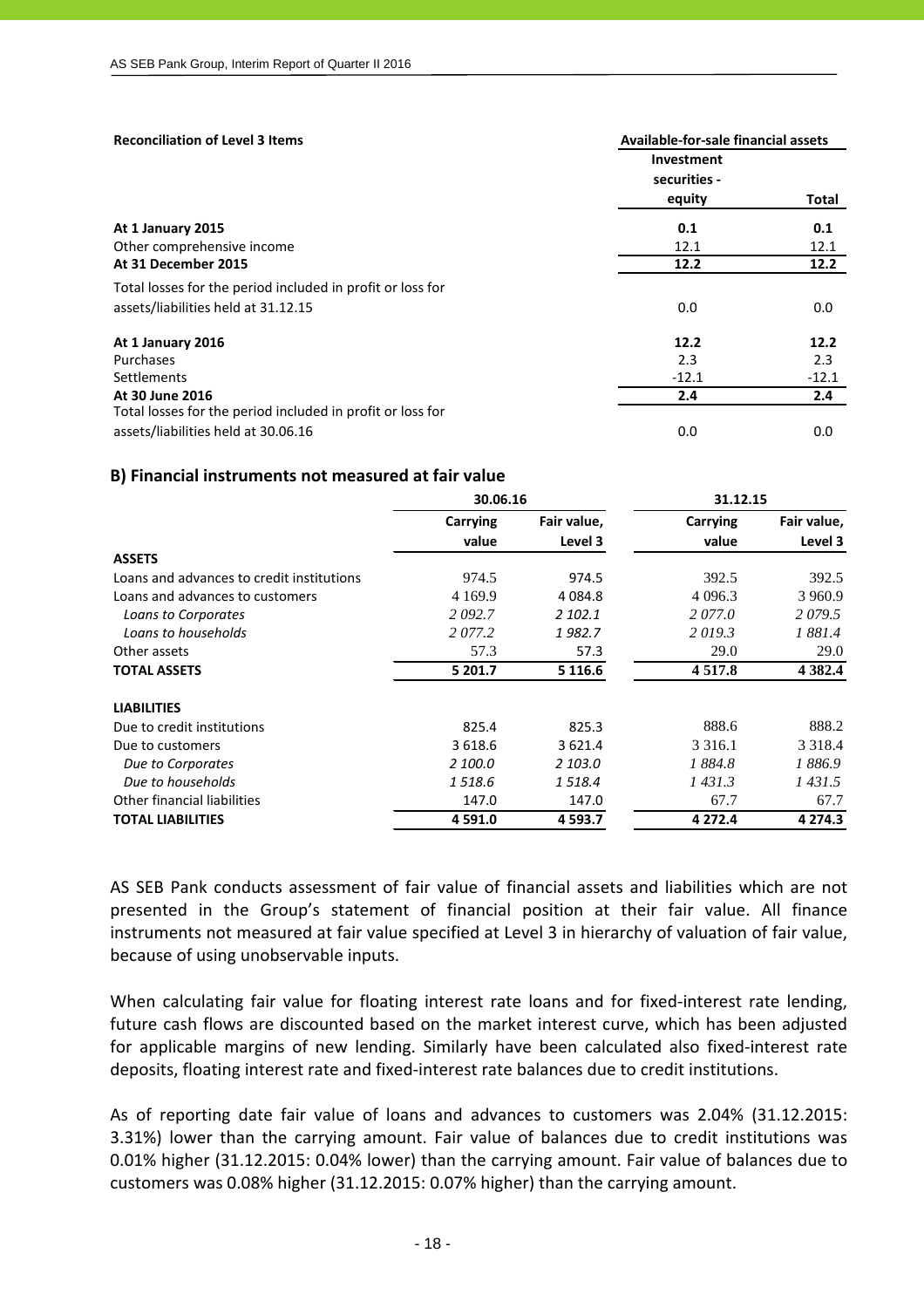**Reconciliation of Level 3 Items**

| | Available-for-sale financial assets | |
|---|---|---|
| | Investment securities - equity | Total |
| **At 1 January 2015** | **0.1** | **0.1** |
| Other comprehensive income | 12.1 | 12.1 |
| **At 31 December 2015** | **12.2** | **12.2** |
| Total losses for the period included in profit or loss for assets/liabilities held at 31.12.15 | 0.0 | 0.0 |
| **At 1 January 2016** | **12.2** | **12.2** |
| Purchases | 2.3 | 2.3 |
| Settlements | -12.1 | -12.1 |
| **At 30 June 2016** | **2.4** | **2.4** |
| Total losses for the period included in profit or loss for assets/liabilities held at 30.06.16 | 0.0 | 0.0 |

### B) Financial instruments not measured at fair value

| | 30.06.16 | | 31.12.15 | |
|---|---|---|---|---|
| | Carrying value | Fair value, Level 3 | Carrying value | Fair value, Level 3 |
| **ASSETS** | | | | |
| Loans and advances to credit institutions | 974.5 | 974.5 | 392.5 | 392.5 |
| Loans and advances to customers | 4 169.9 | 4 084.8 | 4 096.3 | 3 960.9 |
| *Loans to Corporates* | *2 092.7* | *2 102.1* | *2 077.0* | *2 079.5* |
| *Loans to households* | *2 077.2* | *1 982.7* | *2 019.3* | *1 881.4* |
| Other assets | 57.3 | 57.3 | 29.0 | 29.0 |
| **TOTAL ASSETS** | **5 201.7** | **5 116.6** | **4 517.8** | **4 382.4** |
| **LIABILITIES** | | | | |
| Due to credit institutions | 825.4 | 825.3 | 888.6 | 888.2 |
| Due to customers | 3 618.6 | 3 621.4 | 3 316.1 | 3 318.4 |
| *Due to Corporates* | *2 100.0* | *2 103.0* | *1 884.8* | *1 886.9* |
| *Due to households* | *1 518.6* | *1 518.4* | *1 431.3* | *1 431.5* |
| Other financial liabilities | 147.0 | 147.0 | 67.7 | 67.7 |
| **TOTAL LIABILITIES** | **4 591.0** | **4 593.7** | **4 272.4** | **4 274.3** |

AS SEB Pank conducts assessment of fair value of financial assets and liabilities which are not presented in the Group's statement of financial position at their fair value. All finance instruments not measured at fair value specified at Level 3 in hierarchy of valuation of fair value, because of using unobservable inputs.

When calculating fair value for floating interest rate loans and for fixed-interest rate lending, future cash flows are discounted based on the market interest curve, which has been adjusted for applicable margins of new lending. Similarly have been calculated also fixed-interest rate deposits, floating interest rate and fixed-interest rate balances due to credit institutions.

As of reporting date fair value of loans and advances to customers was 2.04% (31.12.2015: 3.31%) lower than the carrying amount. Fair value of balances due to credit institutions was 0.01% higher (31.12.2015: 0.04% lower) than the carrying amount. Fair value of balances due to customers was 0.08% higher (31.12.2015: 0.07% higher) than the carrying amount.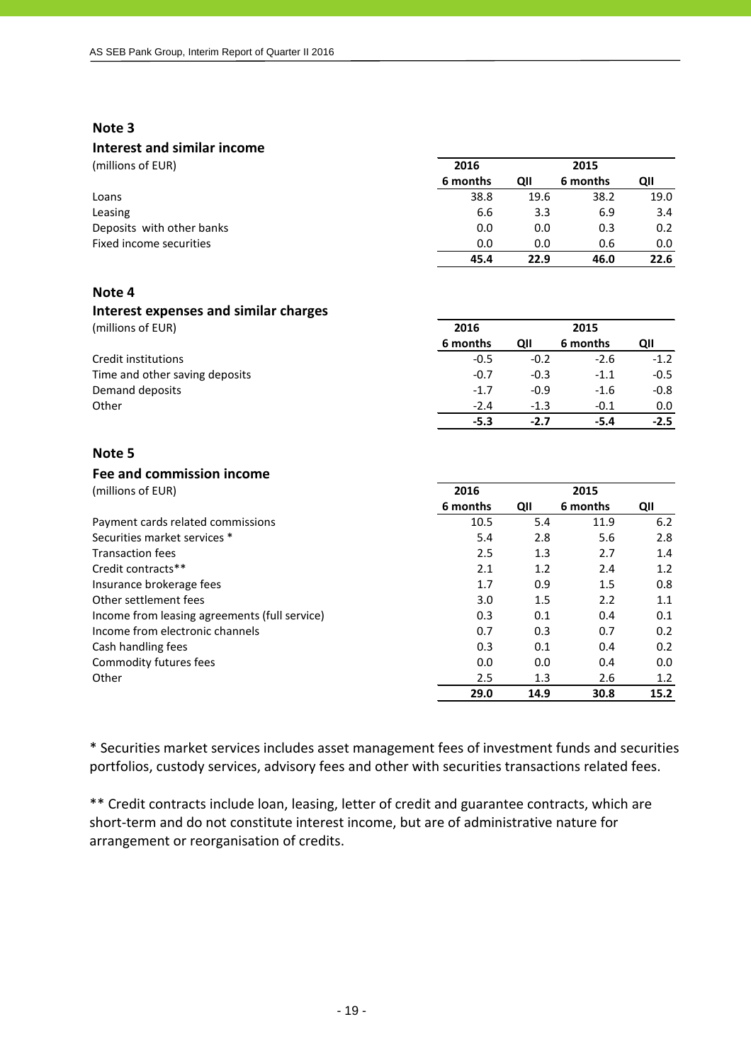## Note 3

### Interest and similar income

(millions of EUR)

| | 2016 | | 2015 | |
|---|---|---|---|---|
| | 6 months | QII | 6 months | QII |
| Loans | 38.8 | 19.6 | 38.2 | 19.0 |
| Leasing | 6.6 | 3.3 | 6.9 | 3.4 |
| Deposits with other banks | 0.0 | 0.0 | 0.3 | 0.2 |
| Fixed income securities | 0.0 | 0.0 | 0.6 | 0.0 |
| | **45.4** | **22.9** | **46.0** | **22.6** |

## Note 4

### Interest expenses and similar charges

(millions of EUR)

| | 2016 | | 2015 | |
|---|---|---|---|---|
| | 6 months | QII | 6 months | QII |
| Credit institutions | -0.5 | -0.2 | -2.6 | -1.2 |
| Time and other saving deposits | -0.7 | -0.3 | -1.1 | -0.5 |
| Demand deposits | -1.7 | -0.9 | -1.6 | -0.8 |
| Other | -2.4 | -1.3 | -0.1 | 0.0 |
| | **-5.3** | **-2.7** | **-5.4** | **-2.5** |

## Note 5

### Fee and commission income

(millions of EUR)

| | 2016 | | 2015 | |
|---|---|---|---|---|
| | 6 months | QII | 6 months | QII |
| Payment cards related commissions | 10.5 | 5.4 | 11.9 | 6.2 |
| Securities market services * | 5.4 | 2.8 | 5.6 | 2.8 |
| Transaction fees | 2.5 | 1.3 | 2.7 | 1.4 |
| Credit contracts** | 2.1 | 1.2 | 2.4 | 1.2 |
| Insurance brokerage fees | 1.7 | 0.9 | 1.5 | 0.8 |
| Other settlement fees | 3.0 | 1.5 | 2.2 | 1.1 |
| Income from leasing agreements (full service) | 0.3 | 0.1 | 0.4 | 0.1 |
| Income from electronic channels | 0.7 | 0.3 | 0.7 | 0.2 |
| Cash handling fees | 0.3 | 0.1 | 0.4 | 0.2 |
| Commodity futures fees | 0.0 | 0.0 | 0.4 | 0.0 |
| Other | 2.5 | 1.3 | 2.6 | 1.2 |
| | **29.0** | **14.9** | **30.8** | **15.2** |

* Securities market services includes asset management fees of investment funds and securities portfolios, custody services, advisory fees and other with securities transactions related fees.

** Credit contracts include loan, leasing, letter of credit and guarantee contracts, which are short-term and do not constitute interest income, but are of administrative nature for arrangement or reorganisation of credits.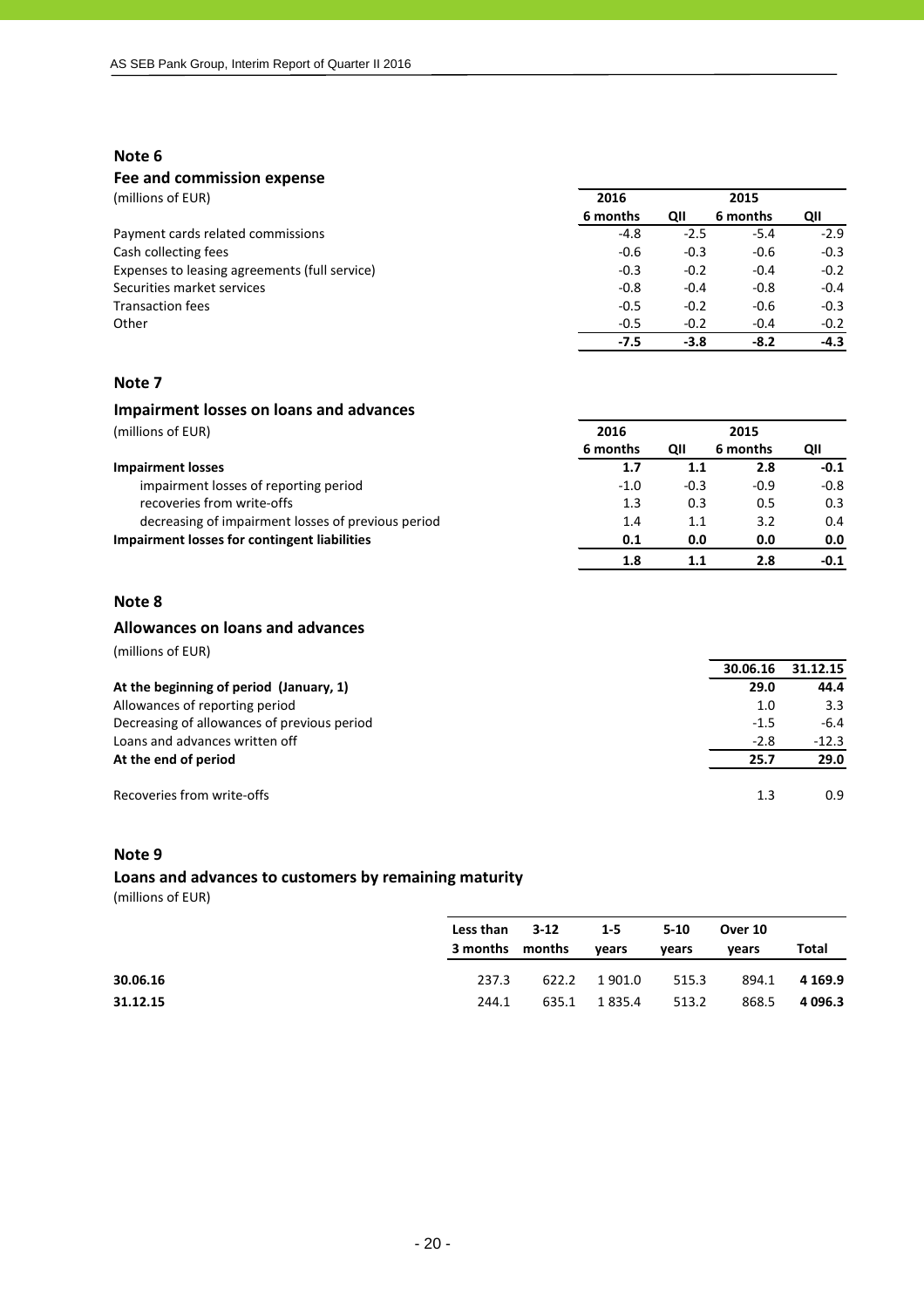## Note 6

### Fee and commission expense

| (millions of EUR) | 2016 | | 2015 | |
|---|---|---|---|---|
| | 6 months | QII | 6 months | QII |
| Payment cards related commissions | -4.8 | -2.5 | -5.4 | -2.9 |
| Cash collecting fees | -0.6 | -0.3 | -0.6 | -0.3 |
| Expenses to leasing agreements (full service) | -0.3 | -0.2 | -0.4 | -0.2 |
| Securities market services | -0.8 | -0.4 | -0.8 | -0.4 |
| Transaction fees | -0.5 | -0.2 | -0.6 | -0.3 |
| Other | -0.5 | -0.2 | -0.4 | -0.2 |
| | **-7.5** | **-3.8** | **-8.2** | **-4.3** |

## Note 7

### Impairment losses on loans and advances

| (millions of EUR) | 2016 | | 2015 | |
|---|---|---|---|---|
| | 6 months | QII | 6 months | QII |
| **Impairment losses** | **1.7** | **1.1** | **2.8** | **-0.1** |
| impairment losses of reporting period | -1.0 | -0.3 | -0.9 | -0.8 |
| recoveries from write-offs | 1.3 | 0.3 | 0.5 | 0.3 |
| decreasing of impairment losses of previous period | 1.4 | 1.1 | 3.2 | 0.4 |
| **Impairment losses for contingent liabilities** | **0.1** | **0.0** | **0.0** | **0.0** |
| | **1.8** | **1.1** | **2.8** | **-0.1** |

## Note 8

### Allowances on loans and advances

(millions of EUR)

| | 30.06.16 | 31.12.15 |
|---|---|---|
| **At the beginning of period (January, 1)** | **29.0** | **44.4** |
| Allowances of reporting period | 1.0 | 3.3 |
| Decreasing of allowances of previous period | -1.5 | -6.4 |
| Loans and advances written off | -2.8 | -12.3 |
| **At the end of period** | **25.7** | **29.0** |
| | | |
| Recoveries from write-offs | 1.3 | 0.9 |

## Note 9

### Loans and advances to customers by remaining maturity

(millions of EUR)

| | Less than 3 months | 3-12 months | 1-5 years | 5-10 years | Over 10 years | Total |
|---|---|---|---|---|---|---|
| **30.06.16** | 237.3 | 622.2 | 1 901.0 | 515.3 | 894.1 | **4 169.9** |
| **31.12.15** | 244.1 | 635.1 | 1 835.4 | 513.2 | 868.5 | **4 096.3** |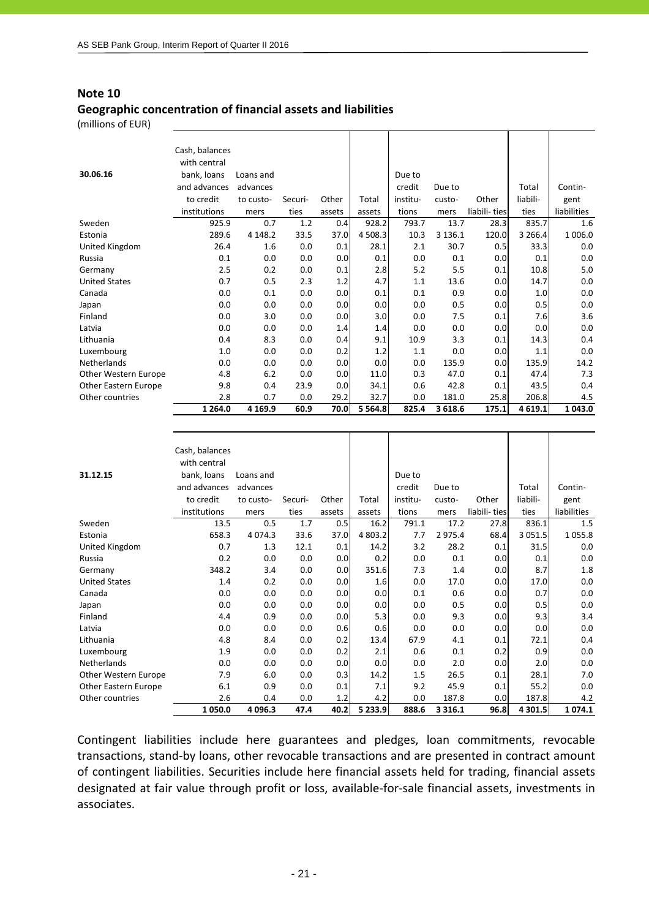## Note 10

### Geographic concentration of financial assets and liabilities

(millions of EUR)

| 30.06.16 | Cash, balances with central bank, loans and advances to credit institutions | Loans and advances to customers | Securities | Other assets | Total assets | Due to credit institutions | Due to customers | Other liabilities | Total liabilities | Contingent liabilities |
|---|---|---|---|---|---|---|---|---|---|---|
| Sweden | 925.9 | 0.7 | 1.2 | 0.4 | 928.2 | 793.7 | 13.7 | 28.3 | 835.7 | 1.6 |
| Estonia | 289.6 | 4 148.2 | 33.5 | 37.0 | 4 508.3 | 10.3 | 3 136.1 | 120.0 | 3 266.4 | 1 006.0 |
| United Kingdom | 26.4 | 1.6 | 0.0 | 0.1 | 28.1 | 2.1 | 30.7 | 0.5 | 33.3 | 0.0 |
| Russia | 0.1 | 0.0 | 0.0 | 0.0 | 0.1 | 0.0 | 0.1 | 0.0 | 0.1 | 0.0 |
| Germany | 2.5 | 0.2 | 0.0 | 0.1 | 2.8 | 5.2 | 5.5 | 0.1 | 10.8 | 5.0 |
| United States | 0.7 | 0.5 | 2.3 | 1.2 | 4.7 | 1.1 | 13.6 | 0.0 | 14.7 | 0.0 |
| Canada | 0.0 | 0.1 | 0.0 | 0.0 | 0.1 | 0.1 | 0.9 | 0.0 | 1.0 | 0.0 |
| Japan | 0.0 | 0.0 | 0.0 | 0.0 | 0.0 | 0.0 | 0.5 | 0.0 | 0.5 | 0.0 |
| Finland | 0.0 | 3.0 | 0.0 | 0.0 | 3.0 | 0.0 | 7.5 | 0.1 | 7.6 | 3.6 |
| Latvia | 0.0 | 0.0 | 0.0 | 1.4 | 1.4 | 0.0 | 0.0 | 0.0 | 0.0 | 0.0 |
| Lithuania | 0.4 | 8.3 | 0.0 | 0.4 | 9.1 | 10.9 | 3.3 | 0.1 | 14.3 | 0.4 |
| Luxembourg | 1.0 | 0.0 | 0.0 | 0.2 | 1.2 | 1.1 | 0.0 | 0.0 | 1.1 | 0.0 |
| Netherlands | 0.0 | 0.0 | 0.0 | 0.0 | 0.0 | 0.0 | 135.9 | 0.0 | 135.9 | 14.2 |
| Other Western Europe | 4.8 | 6.2 | 0.0 | 0.0 | 11.0 | 0.3 | 47.0 | 0.1 | 47.4 | 7.3 |
| Other Eastern Europe | 9.8 | 0.4 | 23.9 | 0.0 | 34.1 | 0.6 | 42.8 | 0.1 | 43.5 | 0.4 |
| Other countries | 2.8 | 0.7 | 0.0 | 29.2 | 32.7 | 0.0 | 181.0 | 25.8 | 206.8 | 4.5 |
| | **1 264.0** | **4 169.9** | **60.9** | **70.0** | **5 564.8** | **825.4** | **3 618.6** | **175.1** | **4 619.1** | **1 043.0** |

| 31.12.15 | Cash, balances with central bank, loans and advances to credit institutions | Loans and advances to customers | Securities | Other assets | Total assets | Due to credit institutions | Due to customers | Other liabilities | Total liabilities | Contingent liabilities |
|---|---|---|---|---|---|---|---|---|---|---|
| Sweden | 13.5 | 0.5 | 1.7 | 0.5 | 16.2 | 791.1 | 17.2 | 27.8 | 836.1 | 1.5 |
| Estonia | 658.3 | 4 074.3 | 33.6 | 37.0 | 4 803.2 | 7.7 | 2 975.4 | 68.4 | 3 051.5 | 1 055.8 |
| United Kingdom | 0.7 | 1.3 | 12.1 | 0.1 | 14.2 | 3.2 | 28.2 | 0.1 | 31.5 | 0.0 |
| Russia | 0.2 | 0.0 | 0.0 | 0.0 | 0.2 | 0.0 | 0.1 | 0.0 | 0.1 | 0.0 |
| Germany | 348.2 | 3.4 | 0.0 | 0.0 | 351.6 | 7.3 | 1.4 | 0.0 | 8.7 | 1.8 |
| United States | 1.4 | 0.2 | 0.0 | 0.0 | 1.6 | 0.0 | 17.0 | 0.0 | 17.0 | 0.0 |
| Canada | 0.0 | 0.0 | 0.0 | 0.0 | 0.0 | 0.1 | 0.6 | 0.0 | 0.7 | 0.0 |
| Japan | 0.0 | 0.0 | 0.0 | 0.0 | 0.0 | 0.0 | 0.5 | 0.0 | 0.5 | 0.0 |
| Finland | 4.4 | 0.9 | 0.0 | 0.0 | 5.3 | 0.0 | 9.3 | 0.0 | 9.3 | 3.4 |
| Latvia | 0.0 | 0.0 | 0.0 | 0.6 | 0.6 | 0.0 | 0.0 | 0.0 | 0.0 | 0.0 |
| Lithuania | 4.8 | 8.4 | 0.0 | 0.2 | 13.4 | 67.9 | 4.1 | 0.1 | 72.1 | 0.4 |
| Luxembourg | 1.9 | 0.0 | 0.0 | 0.2 | 2.1 | 0.6 | 0.1 | 0.2 | 0.9 | 0.0 |
| Netherlands | 0.0 | 0.0 | 0.0 | 0.0 | 0.0 | 0.0 | 2.0 | 0.0 | 2.0 | 0.0 |
| Other Western Europe | 7.9 | 6.0 | 0.0 | 0.3 | 14.2 | 1.5 | 26.5 | 0.1 | 28.1 | 7.0 |
| Other Eastern Europe | 6.1 | 0.9 | 0.0 | 0.1 | 7.1 | 9.2 | 45.9 | 0.1 | 55.2 | 0.0 |
| Other countries | 2.6 | 0.4 | 0.0 | 1.2 | 4.2 | 0.0 | 187.8 | 0.0 | 187.8 | 4.2 |
| | **1 050.0** | **4 096.3** | **47.4** | **40.2** | **5 233.9** | **888.6** | **3 316.1** | **96.8** | **4 301.5** | **1 074.1** |

Contingent liabilities include here guarantees and pledges, loan commitments, revocable transactions, stand-by loans, other revocable transactions and are presented in contract amount of contingent liabilities. Securities include here financial assets held for trading, financial assets designated at fair value through profit or loss, available-for-sale financial assets, investments in associates.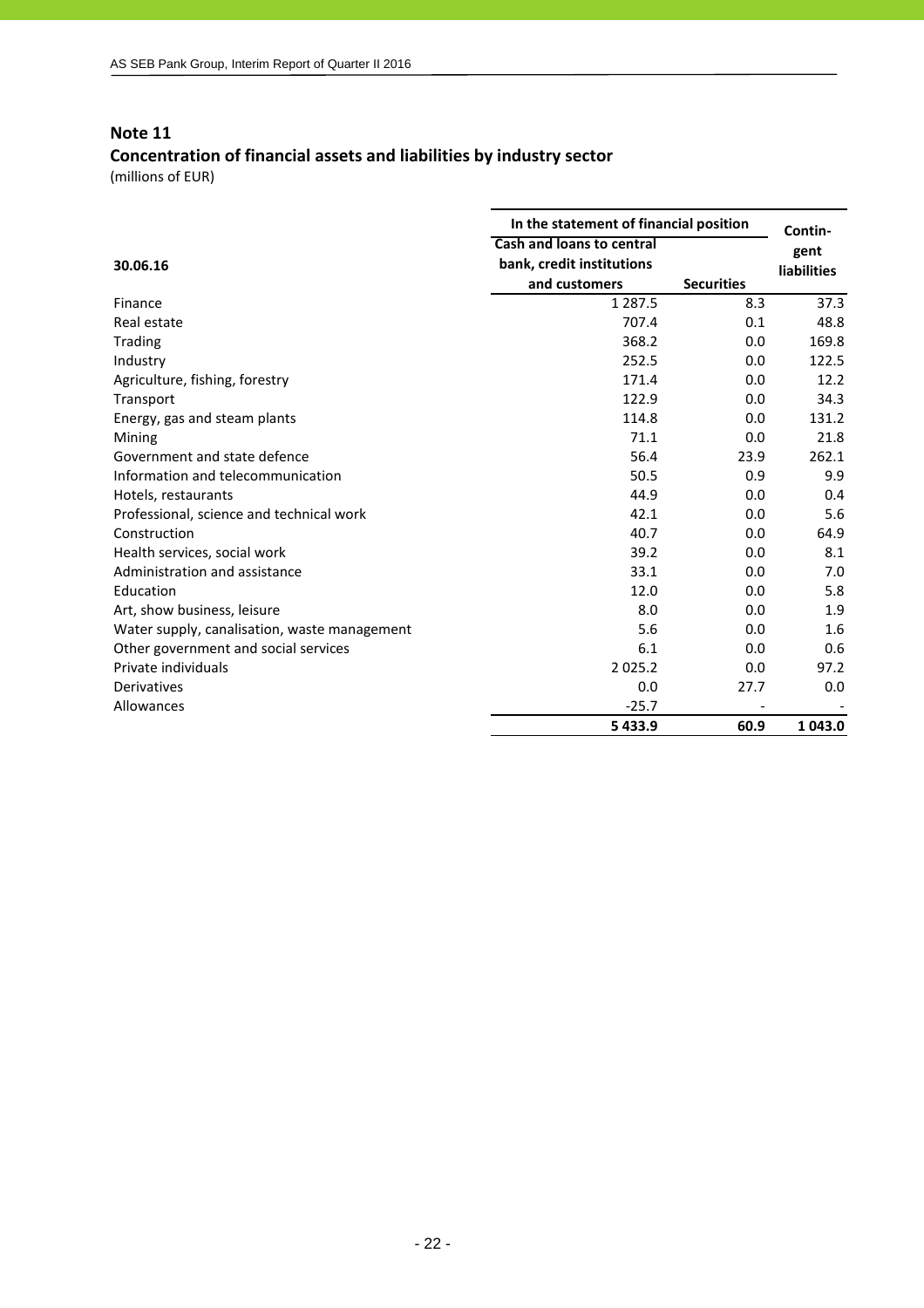## Note 11

### Concentration of financial assets and liabilities by industry sector

(millions of EUR)

| 30.06.16 | In the statement of financial position | | Contin-gent liabilities |
|---|---|---|---|
| | Cash and loans to central bank, credit institutions and customers | Securities | |
| Finance | 1 287.5 | 8.3 | 37.3 |
| Real estate | 707.4 | 0.1 | 48.8 |
| Trading | 368.2 | 0.0 | 169.8 |
| Industry | 252.5 | 0.0 | 122.5 |
| Agriculture, fishing, forestry | 171.4 | 0.0 | 12.2 |
| Transport | 122.9 | 0.0 | 34.3 |
| Energy, gas and steam plants | 114.8 | 0.0 | 131.2 |
| Mining | 71.1 | 0.0 | 21.8 |
| Government and state defence | 56.4 | 23.9 | 262.1 |
| Information and telecommunication | 50.5 | 0.9 | 9.9 |
| Hotels, restaurants | 44.9 | 0.0 | 0.4 |
| Professional, science and technical work | 42.1 | 0.0 | 5.6 |
| Construction | 40.7 | 0.0 | 64.9 |
| Health services, social work | 39.2 | 0.0 | 8.1 |
| Administration and assistance | 33.1 | 0.0 | 7.0 |
| Education | 12.0 | 0.0 | 5.8 |
| Art, show business, leisure | 8.0 | 0.0 | 1.9 |
| Water supply, canalisation, waste management | 5.6 | 0.0 | 1.6 |
| Other government and social services | 6.1 | 0.0 | 0.6 |
| Private individuals | 2 025.2 | 0.0 | 97.2 |
| Derivatives | 0.0 | 27.7 | 0.0 |
| Allowances | -25.7 | - | - |
| | **5 433.9** | **60.9** | **1 043.0** |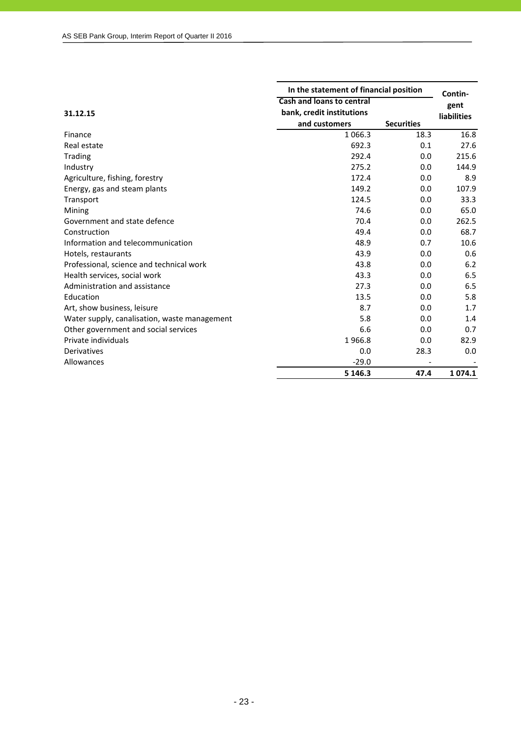| 31.12.15 | In the statement of financial position | | Contin-gent liabilities |
|---|---|---|---|
| | Cash and loans to central bank, credit institutions and customers | Securities | |
| Finance | 1 066.3 | 18.3 | 16.8 |
| Real estate | 692.3 | 0.1 | 27.6 |
| Trading | 292.4 | 0.0 | 215.6 |
| Industry | 275.2 | 0.0 | 144.9 |
| Agriculture, fishing, forestry | 172.4 | 0.0 | 8.9 |
| Energy, gas and steam plants | 149.2 | 0.0 | 107.9 |
| Transport | 124.5 | 0.0 | 33.3 |
| Mining | 74.6 | 0.0 | 65.0 |
| Government and state defence | 70.4 | 0.0 | 262.5 |
| Construction | 49.4 | 0.0 | 68.7 |
| Information and telecommunication | 48.9 | 0.7 | 10.6 |
| Hotels, restaurants | 43.9 | 0.0 | 0.6 |
| Professional, science and technical work | 43.8 | 0.0 | 6.2 |
| Health services, social work | 43.3 | 0.0 | 6.5 |
| Administration and assistance | 27.3 | 0.0 | 6.5 |
| Education | 13.5 | 0.0 | 5.8 |
| Art, show business, leisure | 8.7 | 0.0 | 1.7 |
| Water supply, canalisation, waste management | 5.8 | 0.0 | 1.4 |
| Other government and social services | 6.6 | 0.0 | 0.7 |
| Private individuals | 1 966.8 | 0.0 | 82.9 |
| Derivatives | 0.0 | 28.3 | 0.0 |
| Allowances | -29.0 | - | - |
| | **5 146.3** | **47.4** | **1 074.1** |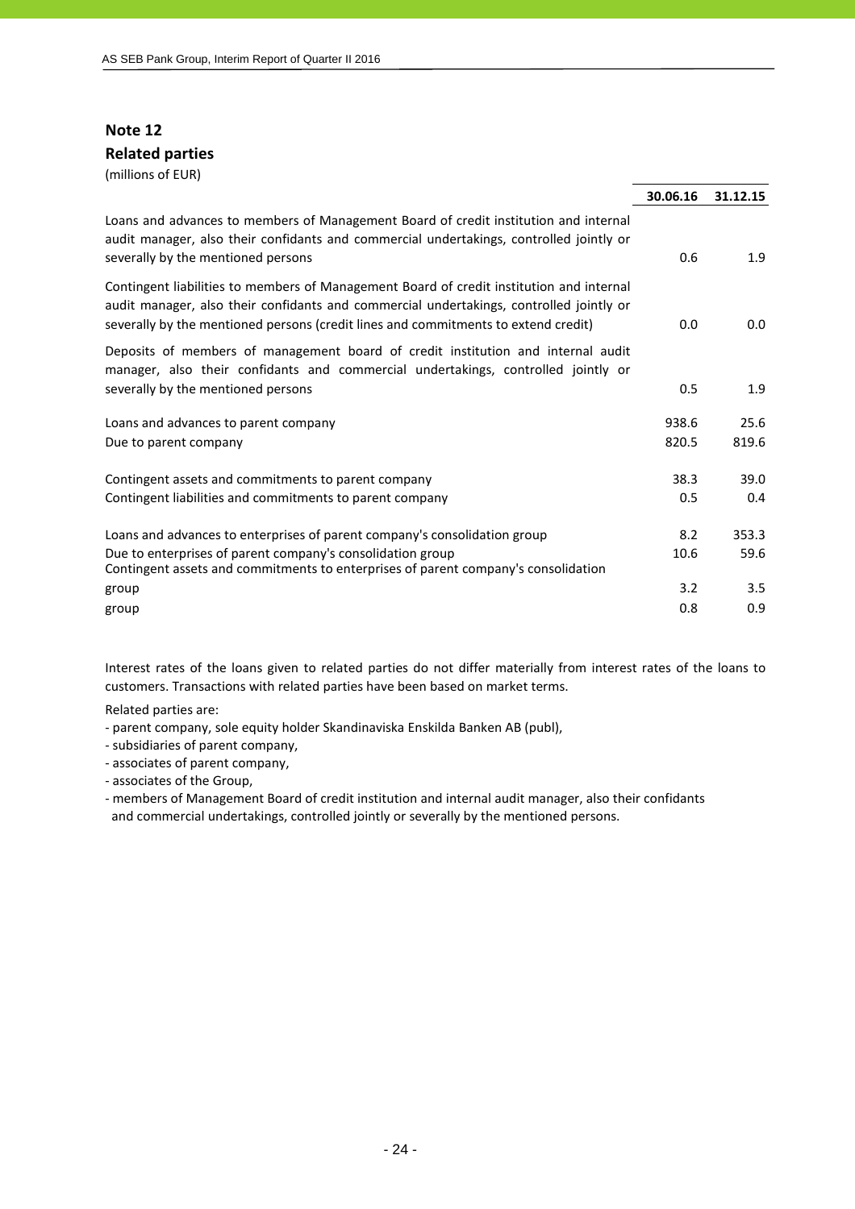## Note 12

### Related parties

(millions of EUR)

| | 30.06.16 | 31.12.15 |
|---|---|---|
| Loans and advances to members of Management Board of credit institution and internal audit manager, also their confidants and commercial undertakings, controlled jointly or severally by the mentioned persons | 0.6 | 1.9 |
| Contingent liabilities to members of Management Board of credit institution and internal audit manager, also their confidants and commercial undertakings, controlled jointly or severally by the mentioned persons (credit lines and commitments to extend credit) | 0.0 | 0.0 |
| Deposits of members of management board of credit institution and internal audit manager, also their confidants and commercial undertakings, controlled jointly or severally by the mentioned persons | 0.5 | 1.9 |
| Loans and advances to parent company | 938.6 | 25.6 |
| Due to parent company | 820.5 | 819.6 |
| Contingent assets and commitments to parent company | 38.3 | 39.0 |
| Contingent liabilities and commitments to parent company | 0.5 | 0.4 |
| Loans and advances to enterprises of parent company's consolidation group | 8.2 | 353.3 |
| Due to enterprises of parent company's consolidation group | 10.6 | 59.6 |
| Contingent assets and commitments to enterprises of parent company's consolidation group | 3.2 | 3.5 |
| group | 0.8 | 0.9 |

Interest rates of the loans given to related parties do not differ materially from interest rates of the loans to customers. Transactions with related parties have been based on market terms.

Related parties are:

- parent company, sole equity holder Skandinaviska Enskilda Banken AB (publ),
- subsidiaries of parent company,
- associates of parent company,
- associates of the Group,
- members of Management Board of credit institution and internal audit manager, also their confidants and commercial undertakings, controlled jointly or severally by the mentioned persons.